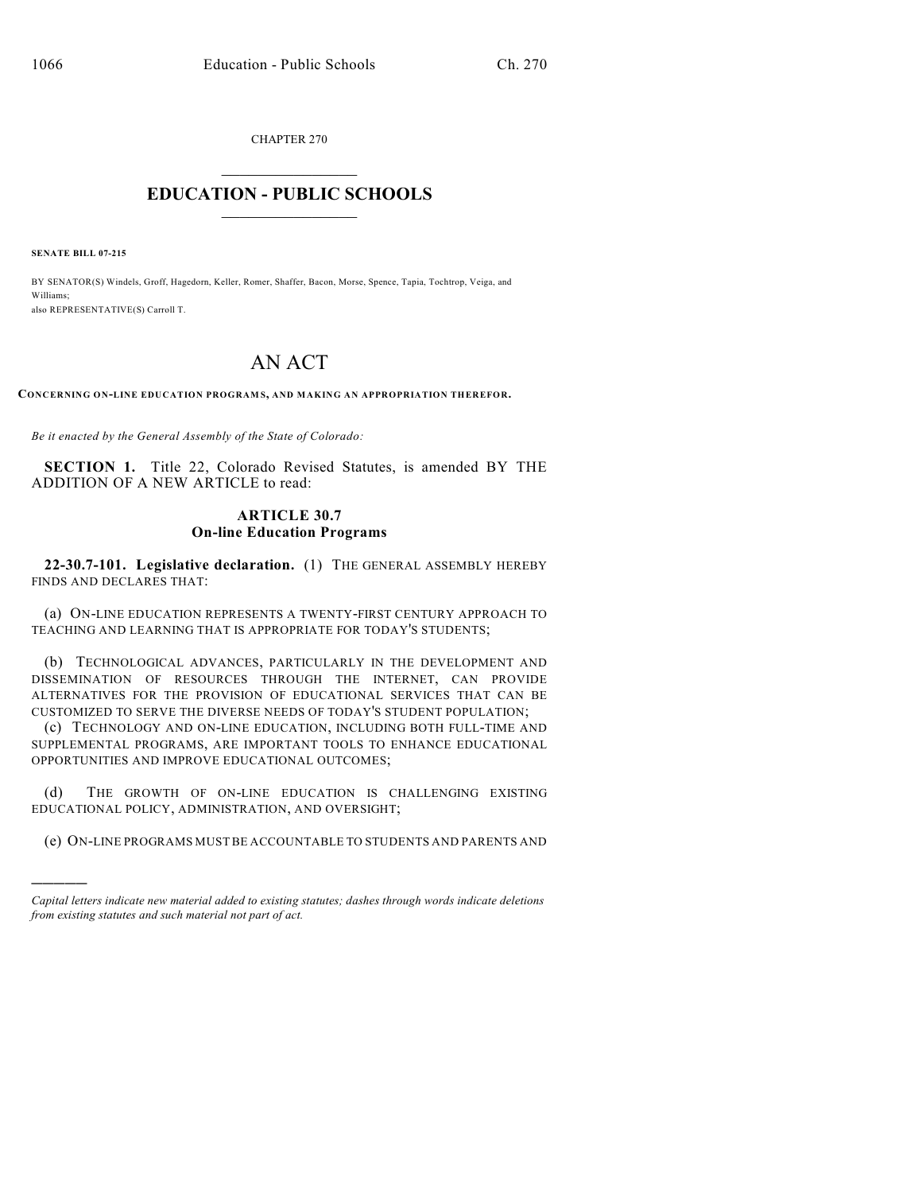CHAPTER 270

# EDUCATION - PUBLIC SCHOOLS

**SENATE BILL 07-215**

BY SENATOR(S) Windels, Groff, Hagedorn, Keller, Romer, Shaffer, Bacon, Morse, Spence, Tapia, Tochtrop, Veiga, and Williams;
also REPRESENTATIVE(S) Carroll T.

# AN ACT

**CONCERNING ON-LINE EDUCATION PROGRAMS, AND MAKING AN APPROPRIATION THEREFOR.**

*Be it enacted by the General Assembly of the State of Colorado:*

**SECTION 1.** Title 22, Colorado Revised Statutes, is amended BY THE ADDITION OF A NEW ARTICLE to read:

## ARTICLE 30.7
## On-line Education Programs

**22-30.7-101. Legislative declaration.** (1) THE GENERAL ASSEMBLY HEREBY FINDS AND DECLARES THAT:

(a) ON-LINE EDUCATION REPRESENTS A TWENTY-FIRST CENTURY APPROACH TO TEACHING AND LEARNING THAT IS APPROPRIATE FOR TODAY'S STUDENTS;

(b) TECHNOLOGICAL ADVANCES, PARTICULARLY IN THE DEVELOPMENT AND DISSEMINATION OF RESOURCES THROUGH THE INTERNET, CAN PROVIDE ALTERNATIVES FOR THE PROVISION OF EDUCATIONAL SERVICES THAT CAN BE CUSTOMIZED TO SERVE THE DIVERSE NEEDS OF TODAY'S STUDENT POPULATION;

(c) TECHNOLOGY AND ON-LINE EDUCATION, INCLUDING BOTH FULL-TIME AND SUPPLEMENTAL PROGRAMS, ARE IMPORTANT TOOLS TO ENHANCE EDUCATIONAL OPPORTUNITIES AND IMPROVE EDUCATIONAL OUTCOMES;

(d) THE GROWTH OF ON-LINE EDUCATION IS CHALLENGING EXISTING EDUCATIONAL POLICY, ADMINISTRATION, AND OVERSIGHT;

(e) ON-LINE PROGRAMS MUST BE ACCOUNTABLE TO STUDENTS AND PARENTS AND

---

*Capital letters indicate new material added to existing statutes; dashes through words indicate deletions from existing statutes and such material not part of act.*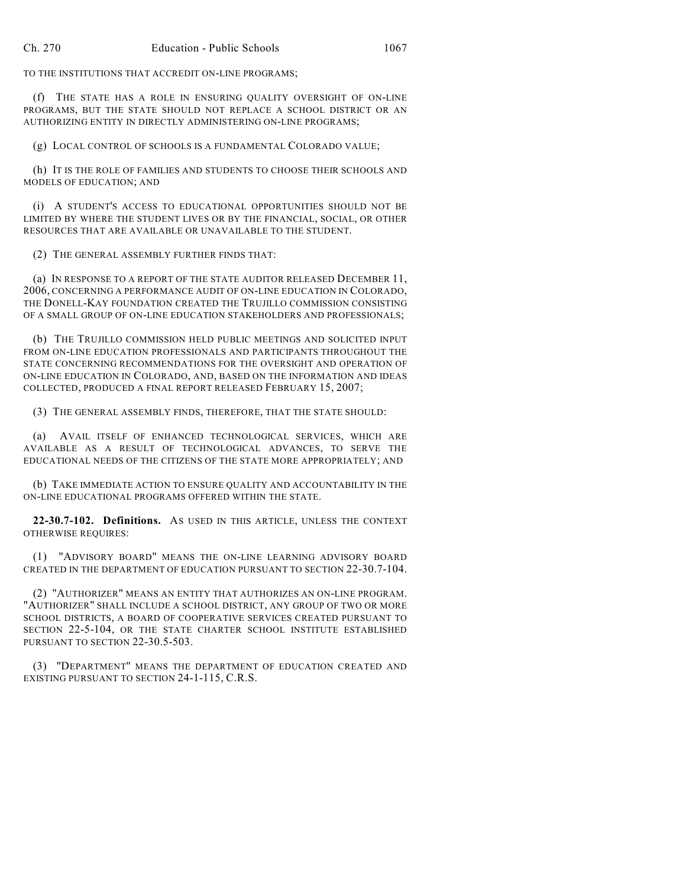TO THE INSTITUTIONS THAT ACCREDIT ON-LINE PROGRAMS;

(f) THE STATE HAS A ROLE IN ENSURING QUALITY OVERSIGHT OF ON-LINE PROGRAMS, BUT THE STATE SHOULD NOT REPLACE A SCHOOL DISTRICT OR AN AUTHORIZING ENTITY IN DIRECTLY ADMINISTERING ON-LINE PROGRAMS;

(g) LOCAL CONTROL OF SCHOOLS IS A FUNDAMENTAL COLORADO VALUE;

(h) IT IS THE ROLE OF FAMILIES AND STUDENTS TO CHOOSE THEIR SCHOOLS AND MODELS OF EDUCATION; AND

(i) A STUDENT'S ACCESS TO EDUCATIONAL OPPORTUNITIES SHOULD NOT BE LIMITED BY WHERE THE STUDENT LIVES OR BY THE FINANCIAL, SOCIAL, OR OTHER RESOURCES THAT ARE AVAILABLE OR UNAVAILABLE TO THE STUDENT.

(2) THE GENERAL ASSEMBLY FURTHER FINDS THAT:

(a) IN RESPONSE TO A REPORT OF THE STATE AUDITOR RELEASED DECEMBER 11, 2006, CONCERNING A PERFORMANCE AUDIT OF ON-LINE EDUCATION IN COLORADO, THE DONELL-KAY FOUNDATION CREATED THE TRUJILLO COMMISSION CONSISTING OF A SMALL GROUP OF ON-LINE EDUCATION STAKEHOLDERS AND PROFESSIONALS;

(b) THE TRUJILLO COMMISSION HELD PUBLIC MEETINGS AND SOLICITED INPUT FROM ON-LINE EDUCATION PROFESSIONALS AND PARTICIPANTS THROUGHOUT THE STATE CONCERNING RECOMMENDATIONS FOR THE OVERSIGHT AND OPERATION OF ON-LINE EDUCATION IN COLORADO, AND, BASED ON THE INFORMATION AND IDEAS COLLECTED, PRODUCED A FINAL REPORT RELEASED FEBRUARY 15, 2007;

(3) THE GENERAL ASSEMBLY FINDS, THEREFORE, THAT THE STATE SHOULD:

(a) AVAIL ITSELF OF ENHANCED TECHNOLOGICAL SERVICES, WHICH ARE AVAILABLE AS A RESULT OF TECHNOLOGICAL ADVANCES, TO SERVE THE EDUCATIONAL NEEDS OF THE CITIZENS OF THE STATE MORE APPROPRIATELY; AND

(b) TAKE IMMEDIATE ACTION TO ENSURE QUALITY AND ACCOUNTABILITY IN THE ON-LINE EDUCATIONAL PROGRAMS OFFERED WITHIN THE STATE.

**22-30.7-102. Definitions.** AS USED IN THIS ARTICLE, UNLESS THE CONTEXT OTHERWISE REQUIRES:

(1) "ADVISORY BOARD" MEANS THE ON-LINE LEARNING ADVISORY BOARD CREATED IN THE DEPARTMENT OF EDUCATION PURSUANT TO SECTION 22-30.7-104.

(2) "AUTHORIZER" MEANS AN ENTITY THAT AUTHORIZES AN ON-LINE PROGRAM. "AUTHORIZER" SHALL INCLUDE A SCHOOL DISTRICT, ANY GROUP OF TWO OR MORE SCHOOL DISTRICTS, A BOARD OF COOPERATIVE SERVICES CREATED PURSUANT TO SECTION 22-5-104, OR THE STATE CHARTER SCHOOL INSTITUTE ESTABLISHED PURSUANT TO SECTION 22-30.5-503.

(3) "DEPARTMENT" MEANS THE DEPARTMENT OF EDUCATION CREATED AND EXISTING PURSUANT TO SECTION 24-1-115, C.R.S.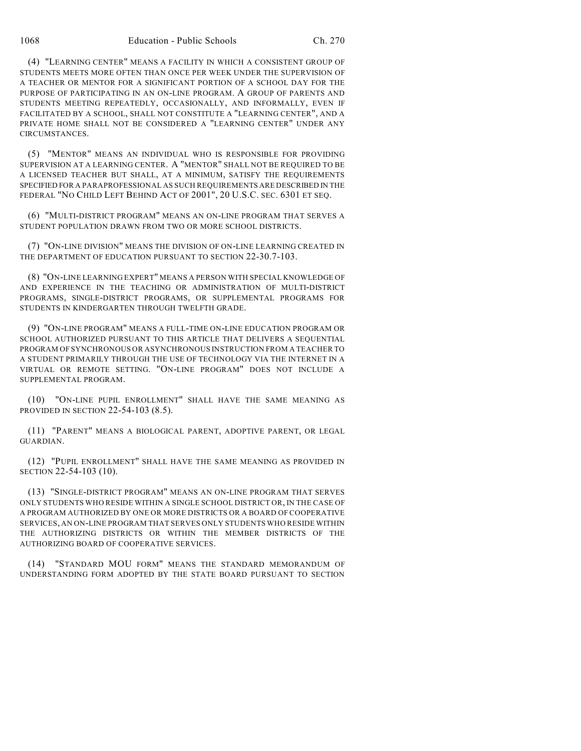(4) "LEARNING CENTER" MEANS A FACILITY IN WHICH A CONSISTENT GROUP OF STUDENTS MEETS MORE OFTEN THAN ONCE PER WEEK UNDER THE SUPERVISION OF A TEACHER OR MENTOR FOR A SIGNIFICANT PORTION OF A SCHOOL DAY FOR THE PURPOSE OF PARTICIPATING IN AN ON-LINE PROGRAM. A GROUP OF PARENTS AND STUDENTS MEETING REPEATEDLY, OCCASIONALLY, AND INFORMALLY, EVEN IF FACILITATED BY A SCHOOL, SHALL NOT CONSTITUTE A "LEARNING CENTER", AND A PRIVATE HOME SHALL NOT BE CONSIDERED A "LEARNING CENTER" UNDER ANY CIRCUMSTANCES.

(5) "MENTOR" MEANS AN INDIVIDUAL WHO IS RESPONSIBLE FOR PROVIDING SUPERVISION AT A LEARNING CENTER. A "MENTOR" SHALL NOT BE REQUIRED TO BE A LICENSED TEACHER BUT SHALL, AT A MINIMUM, SATISFY THE REQUIREMENTS SPECIFIED FOR A PARAPROFESSIONAL AS SUCH REQUIREMENTS ARE DESCRIBED IN THE FEDERAL "NO CHILD LEFT BEHIND ACT OF 2001", 20 U.S.C. SEC. 6301 ET SEQ.

(6) "MULTI-DISTRICT PROGRAM" MEANS AN ON-LINE PROGRAM THAT SERVES A STUDENT POPULATION DRAWN FROM TWO OR MORE SCHOOL DISTRICTS.

(7) "ON-LINE DIVISION" MEANS THE DIVISION OF ON-LINE LEARNING CREATED IN THE DEPARTMENT OF EDUCATION PURSUANT TO SECTION 22-30.7-103.

(8) "ON-LINE LEARNING EXPERT" MEANS A PERSON WITH SPECIAL KNOWLEDGE OF AND EXPERIENCE IN THE TEACHING OR ADMINISTRATION OF MULTI-DISTRICT PROGRAMS, SINGLE-DISTRICT PROGRAMS, OR SUPPLEMENTAL PROGRAMS FOR STUDENTS IN KINDERGARTEN THROUGH TWELFTH GRADE.

(9) "ON-LINE PROGRAM" MEANS A FULL-TIME ON-LINE EDUCATION PROGRAM OR SCHOOL AUTHORIZED PURSUANT TO THIS ARTICLE THAT DELIVERS A SEQUENTIAL PROGRAM OF SYNCHRONOUS OR ASYNCHRONOUS INSTRUCTION FROM A TEACHER TO A STUDENT PRIMARILY THROUGH THE USE OF TECHNOLOGY VIA THE INTERNET IN A VIRTUAL OR REMOTE SETTING. "ON-LINE PROGRAM" DOES NOT INCLUDE A SUPPLEMENTAL PROGRAM.

(10) "ON-LINE PUPIL ENROLLMENT" SHALL HAVE THE SAME MEANING AS PROVIDED IN SECTION 22-54-103 (8.5).

(11) "PARENT" MEANS A BIOLOGICAL PARENT, ADOPTIVE PARENT, OR LEGAL GUARDIAN.

(12) "PUPIL ENROLLMENT" SHALL HAVE THE SAME MEANING AS PROVIDED IN SECTION 22-54-103 (10).

(13) "SINGLE-DISTRICT PROGRAM" MEANS AN ON-LINE PROGRAM THAT SERVES ONLY STUDENTS WHO RESIDE WITHIN A SINGLE SCHOOL DISTRICT OR, IN THE CASE OF A PROGRAM AUTHORIZED BY ONE OR MORE DISTRICTS OR A BOARD OF COOPERATIVE SERVICES, AN ON-LINE PROGRAM THAT SERVES ONLY STUDENTS WHO RESIDE WITHIN THE AUTHORIZING DISTRICTS OR WITHIN THE MEMBER DISTRICTS OF THE AUTHORIZING BOARD OF COOPERATIVE SERVICES.

(14) "STANDARD MOU FORM" MEANS THE STANDARD MEMORANDUM OF UNDERSTANDING FORM ADOPTED BY THE STATE BOARD PURSUANT TO SECTION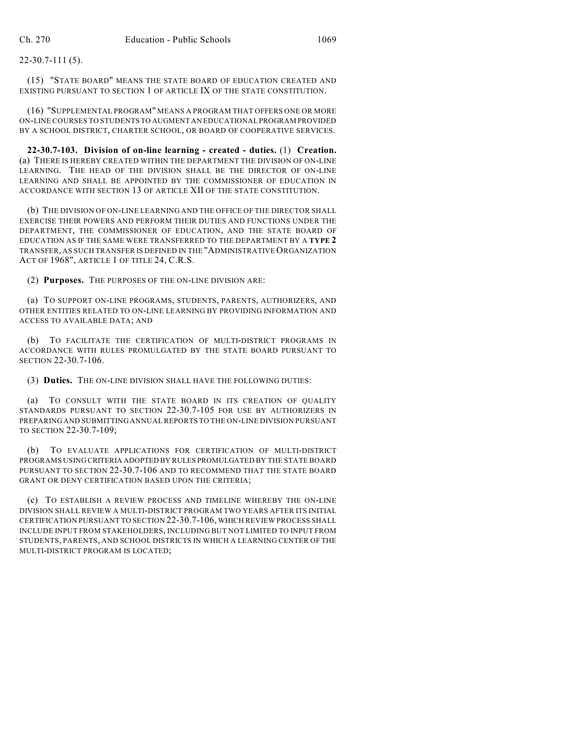22-30.7-111 (5).

(15) "STATE BOARD" MEANS THE STATE BOARD OF EDUCATION CREATED AND EXISTING PURSUANT TO SECTION 1 OF ARTICLE IX OF THE STATE CONSTITUTION.

(16) "SUPPLEMENTAL PROGRAM" MEANS A PROGRAM THAT OFFERS ONE OR MORE ON-LINE COURSES TO STUDENTS TO AUGMENT AN EDUCATIONAL PROGRAM PROVIDED BY A SCHOOL DISTRICT, CHARTER SCHOOL, OR BOARD OF COOPERATIVE SERVICES.

**22-30.7-103. Division of on-line learning - created - duties.** (1) **Creation.** (a) THERE IS HEREBY CREATED WITHIN THE DEPARTMENT THE DIVISION OF ON-LINE LEARNING. THE HEAD OF THE DIVISION SHALL BE THE DIRECTOR OF ON-LINE LEARNING AND SHALL BE APPOINTED BY THE COMMISSIONER OF EDUCATION IN ACCORDANCE WITH SECTION 13 OF ARTICLE XII OF THE STATE CONSTITUTION.

(b) THE DIVISION OF ON-LINE LEARNING AND THE OFFICE OF THE DIRECTOR SHALL EXERCISE THEIR POWERS AND PERFORM THEIR DUTIES AND FUNCTIONS UNDER THE DEPARTMENT, THE COMMISSIONER OF EDUCATION, AND THE STATE BOARD OF EDUCATION AS IF THE SAME WERE TRANSFERRED TO THE DEPARTMENT BY A **TYPE 2** TRANSFER, AS SUCH TRANSFER IS DEFINED IN THE "ADMINISTRATIVE ORGANIZATION ACT OF 1968", ARTICLE 1 OF TITLE 24, C.R.S.

(2) **Purposes.** THE PURPOSES OF THE ON-LINE DIVISION ARE:

(a) TO SUPPORT ON-LINE PROGRAMS, STUDENTS, PARENTS, AUTHORIZERS, AND OTHER ENTITIES RELATED TO ON-LINE LEARNING BY PROVIDING INFORMATION AND ACCESS TO AVAILABLE DATA; AND

(b) TO FACILITATE THE CERTIFICATION OF MULTI-DISTRICT PROGRAMS IN ACCORDANCE WITH RULES PROMULGATED BY THE STATE BOARD PURSUANT TO SECTION 22-30.7-106.

(3) **Duties.** THE ON-LINE DIVISION SHALL HAVE THE FOLLOWING DUTIES:

(a) TO CONSULT WITH THE STATE BOARD IN ITS CREATION OF QUALITY STANDARDS PURSUANT TO SECTION 22-30.7-105 FOR USE BY AUTHORIZERS IN PREPARING AND SUBMITTING ANNUAL REPORTS TO THE ON-LINE DIVISION PURSUANT TO SECTION 22-30.7-109;

(b) TO EVALUATE APPLICATIONS FOR CERTIFICATION OF MULTI-DISTRICT PROGRAMS USING CRITERIA ADOPTED BY RULES PROMULGATED BY THE STATE BOARD PURSUANT TO SECTION 22-30.7-106 AND TO RECOMMEND THAT THE STATE BOARD GRANT OR DENY CERTIFICATION BASED UPON THE CRITERIA;

(c) TO ESTABLISH A REVIEW PROCESS AND TIMELINE WHEREBY THE ON-LINE DIVISION SHALL REVIEW A MULTI-DISTRICT PROGRAM TWO YEARS AFTER ITS INITIAL CERTIFICATION PURSUANT TO SECTION 22-30.7-106, WHICH REVIEW PROCESS SHALL INCLUDE INPUT FROM STAKEHOLDERS, INCLUDING BUT NOT LIMITED TO INPUT FROM STUDENTS, PARENTS, AND SCHOOL DISTRICTS IN WHICH A LEARNING CENTER OF THE MULTI-DISTRICT PROGRAM IS LOCATED;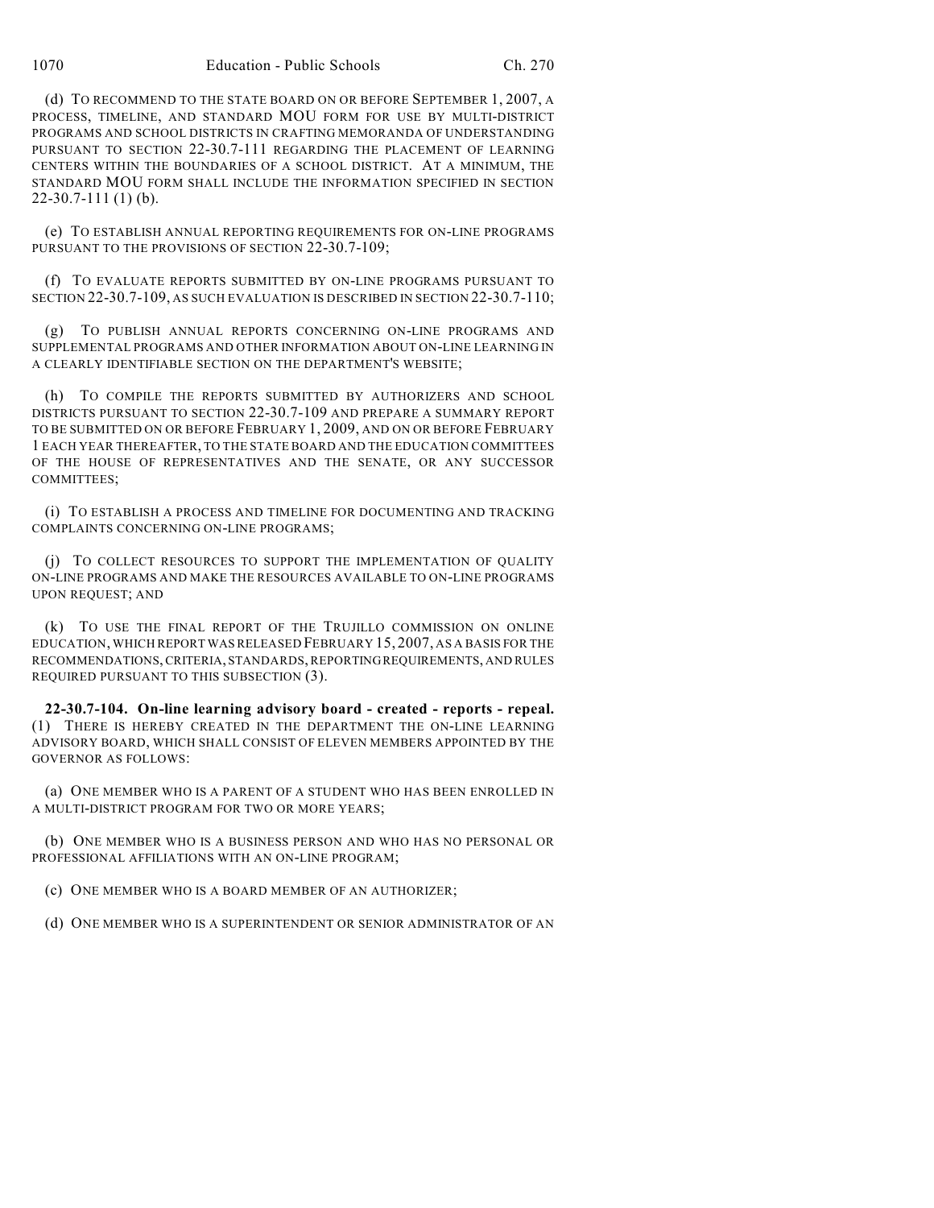(d) TO RECOMMEND TO THE STATE BOARD ON OR BEFORE SEPTEMBER 1, 2007, A PROCESS, TIMELINE, AND STANDARD MOU FORM FOR USE BY MULTI-DISTRICT PROGRAMS AND SCHOOL DISTRICTS IN CRAFTING MEMORANDA OF UNDERSTANDING PURSUANT TO SECTION 22-30.7-111 REGARDING THE PLACEMENT OF LEARNING CENTERS WITHIN THE BOUNDARIES OF A SCHOOL DISTRICT. AT A MINIMUM, THE STANDARD MOU FORM SHALL INCLUDE THE INFORMATION SPECIFIED IN SECTION 22-30.7-111 (1) (b).

(e) TO ESTABLISH ANNUAL REPORTING REQUIREMENTS FOR ON-LINE PROGRAMS PURSUANT TO THE PROVISIONS OF SECTION 22-30.7-109;

(f) TO EVALUATE REPORTS SUBMITTED BY ON-LINE PROGRAMS PURSUANT TO SECTION 22-30.7-109, AS SUCH EVALUATION IS DESCRIBED IN SECTION 22-30.7-110;

(g) TO PUBLISH ANNUAL REPORTS CONCERNING ON-LINE PROGRAMS AND SUPPLEMENTAL PROGRAMS AND OTHER INFORMATION ABOUT ON-LINE LEARNING IN A CLEARLY IDENTIFIABLE SECTION ON THE DEPARTMENT'S WEBSITE;

(h) TO COMPILE THE REPORTS SUBMITTED BY AUTHORIZERS AND SCHOOL DISTRICTS PURSUANT TO SECTION 22-30.7-109 AND PREPARE A SUMMARY REPORT TO BE SUBMITTED ON OR BEFORE FEBRUARY 1, 2009, AND ON OR BEFORE FEBRUARY 1 EACH YEAR THEREAFTER, TO THE STATE BOARD AND THE EDUCATION COMMITTEES OF THE HOUSE OF REPRESENTATIVES AND THE SENATE, OR ANY SUCCESSOR COMMITTEES;

(i) TO ESTABLISH A PROCESS AND TIMELINE FOR DOCUMENTING AND TRACKING COMPLAINTS CONCERNING ON-LINE PROGRAMS;

(j) TO COLLECT RESOURCES TO SUPPORT THE IMPLEMENTATION OF QUALITY ON-LINE PROGRAMS AND MAKE THE RESOURCES AVAILABLE TO ON-LINE PROGRAMS UPON REQUEST; AND

(k) TO USE THE FINAL REPORT OF THE TRUJILLO COMMISSION ON ONLINE EDUCATION, WHICH REPORT WAS RELEASED FEBRUARY 15, 2007, AS A BASIS FOR THE RECOMMENDATIONS, CRITERIA, STANDARDS, REPORTING REQUIREMENTS, AND RULES REQUIRED PURSUANT TO THIS SUBSECTION (3).

**22-30.7-104. On-line learning advisory board - created - reports - repeal.** (1) THERE IS HEREBY CREATED IN THE DEPARTMENT THE ON-LINE LEARNING ADVISORY BOARD, WHICH SHALL CONSIST OF ELEVEN MEMBERS APPOINTED BY THE GOVERNOR AS FOLLOWS:

(a) ONE MEMBER WHO IS A PARENT OF A STUDENT WHO HAS BEEN ENROLLED IN A MULTI-DISTRICT PROGRAM FOR TWO OR MORE YEARS;

(b) ONE MEMBER WHO IS A BUSINESS PERSON AND WHO HAS NO PERSONAL OR PROFESSIONAL AFFILIATIONS WITH AN ON-LINE PROGRAM;

(c) ONE MEMBER WHO IS A BOARD MEMBER OF AN AUTHORIZER;

(d) ONE MEMBER WHO IS A SUPERINTENDENT OR SENIOR ADMINISTRATOR OF AN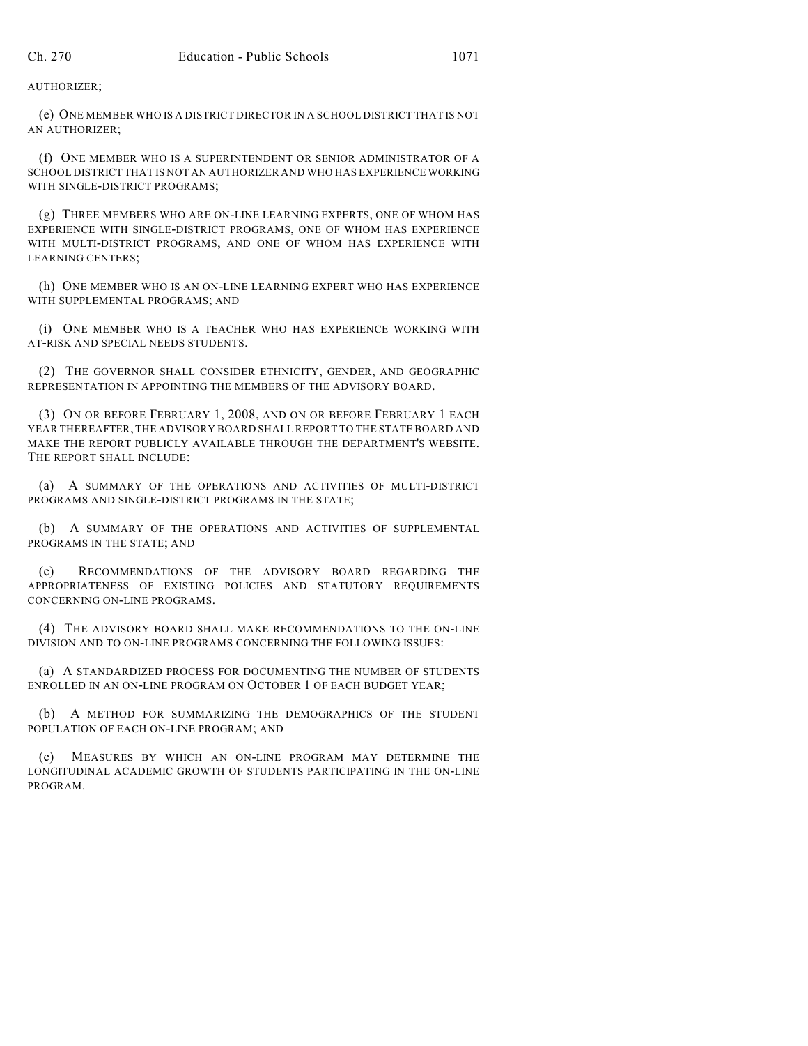AUTHORIZER;

(e) ONE MEMBER WHO IS A DISTRICT DIRECTOR IN A SCHOOL DISTRICT THAT IS NOT AN AUTHORIZER;

(f) ONE MEMBER WHO IS A SUPERINTENDENT OR SENIOR ADMINISTRATOR OF A SCHOOL DISTRICT THAT IS NOT AN AUTHORIZER AND WHO HAS EXPERIENCE WORKING WITH SINGLE-DISTRICT PROGRAMS;

(g) THREE MEMBERS WHO ARE ON-LINE LEARNING EXPERTS, ONE OF WHOM HAS EXPERIENCE WITH SINGLE-DISTRICT PROGRAMS, ONE OF WHOM HAS EXPERIENCE WITH MULTI-DISTRICT PROGRAMS, AND ONE OF WHOM HAS EXPERIENCE WITH LEARNING CENTERS;

(h) ONE MEMBER WHO IS AN ON-LINE LEARNING EXPERT WHO HAS EXPERIENCE WITH SUPPLEMENTAL PROGRAMS; AND

(i) ONE MEMBER WHO IS A TEACHER WHO HAS EXPERIENCE WORKING WITH AT-RISK AND SPECIAL NEEDS STUDENTS.

(2) THE GOVERNOR SHALL CONSIDER ETHNICITY, GENDER, AND GEOGRAPHIC REPRESENTATION IN APPOINTING THE MEMBERS OF THE ADVISORY BOARD.

(3) ON OR BEFORE FEBRUARY 1, 2008, AND ON OR BEFORE FEBRUARY 1 EACH YEAR THEREAFTER, THE ADVISORY BOARD SHALL REPORT TO THE STATE BOARD AND MAKE THE REPORT PUBLICLY AVAILABLE THROUGH THE DEPARTMENT'S WEBSITE. THE REPORT SHALL INCLUDE:

(a) A SUMMARY OF THE OPERATIONS AND ACTIVITIES OF MULTI-DISTRICT PROGRAMS AND SINGLE-DISTRICT PROGRAMS IN THE STATE;

(b) A SUMMARY OF THE OPERATIONS AND ACTIVITIES OF SUPPLEMENTAL PROGRAMS IN THE STATE; AND

(c) RECOMMENDATIONS OF THE ADVISORY BOARD REGARDING THE APPROPRIATENESS OF EXISTING POLICIES AND STATUTORY REQUIREMENTS CONCERNING ON-LINE PROGRAMS.

(4) THE ADVISORY BOARD SHALL MAKE RECOMMENDATIONS TO THE ON-LINE DIVISION AND TO ON-LINE PROGRAMS CONCERNING THE FOLLOWING ISSUES:

(a) A STANDARDIZED PROCESS FOR DOCUMENTING THE NUMBER OF STUDENTS ENROLLED IN AN ON-LINE PROGRAM ON OCTOBER 1 OF EACH BUDGET YEAR;

(b) A METHOD FOR SUMMARIZING THE DEMOGRAPHICS OF THE STUDENT POPULATION OF EACH ON-LINE PROGRAM; AND

(c) MEASURES BY WHICH AN ON-LINE PROGRAM MAY DETERMINE THE LONGITUDINAL ACADEMIC GROWTH OF STUDENTS PARTICIPATING IN THE ON-LINE PROGRAM.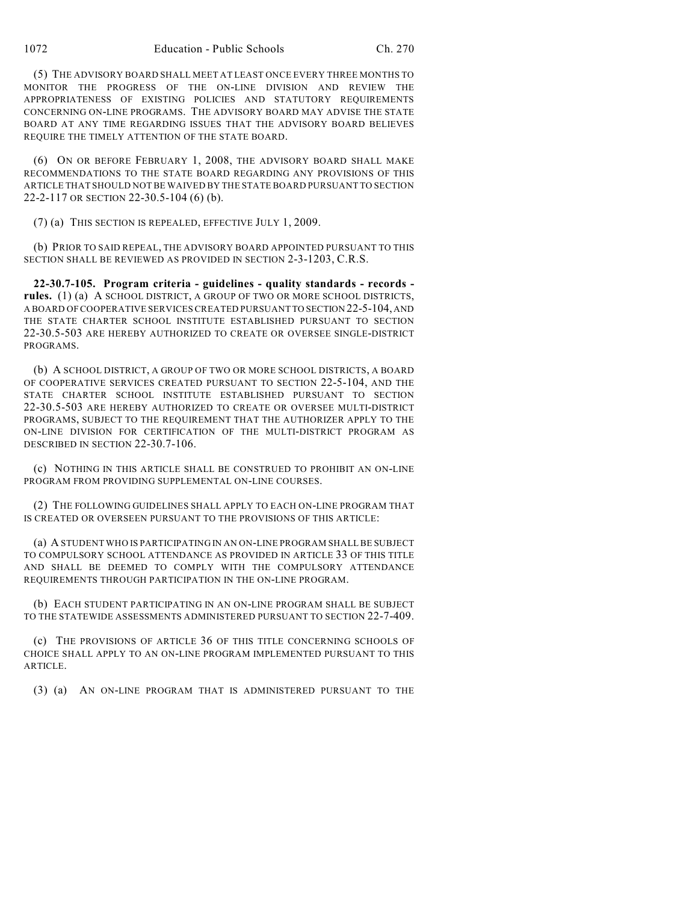(5) THE ADVISORY BOARD SHALL MEET AT LEAST ONCE EVERY THREE MONTHS TO MONITOR THE PROGRESS OF THE ON-LINE DIVISION AND REVIEW THE APPROPRIATENESS OF EXISTING POLICIES AND STATUTORY REQUIREMENTS CONCERNING ON-LINE PROGRAMS. THE ADVISORY BOARD MAY ADVISE THE STATE BOARD AT ANY TIME REGARDING ISSUES THAT THE ADVISORY BOARD BELIEVES REQUIRE THE TIMELY ATTENTION OF THE STATE BOARD.

(6) ON OR BEFORE FEBRUARY 1, 2008, THE ADVISORY BOARD SHALL MAKE RECOMMENDATIONS TO THE STATE BOARD REGARDING ANY PROVISIONS OF THIS ARTICLE THAT SHOULD NOT BE WAIVED BY THE STATE BOARD PURSUANT TO SECTION 22-2-117 OR SECTION 22-30.5-104 (6) (b).

(7) (a) THIS SECTION IS REPEALED, EFFECTIVE JULY 1, 2009.

(b) PRIOR TO SAID REPEAL, THE ADVISORY BOARD APPOINTED PURSUANT TO THIS SECTION SHALL BE REVIEWED AS PROVIDED IN SECTION 2-3-1203, C.R.S.

**22-30.7-105. Program criteria - guidelines - quality standards - records - rules.** (1) (a) A SCHOOL DISTRICT, A GROUP OF TWO OR MORE SCHOOL DISTRICTS, A BOARD OF COOPERATIVE SERVICES CREATED PURSUANT TO SECTION 22-5-104, AND THE STATE CHARTER SCHOOL INSTITUTE ESTABLISHED PURSUANT TO SECTION 22-30.5-503 ARE HEREBY AUTHORIZED TO CREATE OR OVERSEE SINGLE-DISTRICT PROGRAMS.

(b) A SCHOOL DISTRICT, A GROUP OF TWO OR MORE SCHOOL DISTRICTS, A BOARD OF COOPERATIVE SERVICES CREATED PURSUANT TO SECTION 22-5-104, AND THE STATE CHARTER SCHOOL INSTITUTE ESTABLISHED PURSUANT TO SECTION 22-30.5-503 ARE HEREBY AUTHORIZED TO CREATE OR OVERSEE MULTI-DISTRICT PROGRAMS, SUBJECT TO THE REQUIREMENT THAT THE AUTHORIZER APPLY TO THE ON-LINE DIVISION FOR CERTIFICATION OF THE MULTI-DISTRICT PROGRAM AS DESCRIBED IN SECTION 22-30.7-106.

(c) NOTHING IN THIS ARTICLE SHALL BE CONSTRUED TO PROHIBIT AN ON-LINE PROGRAM FROM PROVIDING SUPPLEMENTAL ON-LINE COURSES.

(2) THE FOLLOWING GUIDELINES SHALL APPLY TO EACH ON-LINE PROGRAM THAT IS CREATED OR OVERSEEN PURSUANT TO THE PROVISIONS OF THIS ARTICLE:

(a) A STUDENT WHO IS PARTICIPATING IN AN ON-LINE PROGRAM SHALL BE SUBJECT TO COMPULSORY SCHOOL ATTENDANCE AS PROVIDED IN ARTICLE 33 OF THIS TITLE AND SHALL BE DEEMED TO COMPLY WITH THE COMPULSORY ATTENDANCE REQUIREMENTS THROUGH PARTICIPATION IN THE ON-LINE PROGRAM.

(b) EACH STUDENT PARTICIPATING IN AN ON-LINE PROGRAM SHALL BE SUBJECT TO THE STATEWIDE ASSESSMENTS ADMINISTERED PURSUANT TO SECTION 22-7-409.

(c) THE PROVISIONS OF ARTICLE 36 OF THIS TITLE CONCERNING SCHOOLS OF CHOICE SHALL APPLY TO AN ON-LINE PROGRAM IMPLEMENTED PURSUANT TO THIS ARTICLE.

(3) (a) AN ON-LINE PROGRAM THAT IS ADMINISTERED PURSUANT TO THE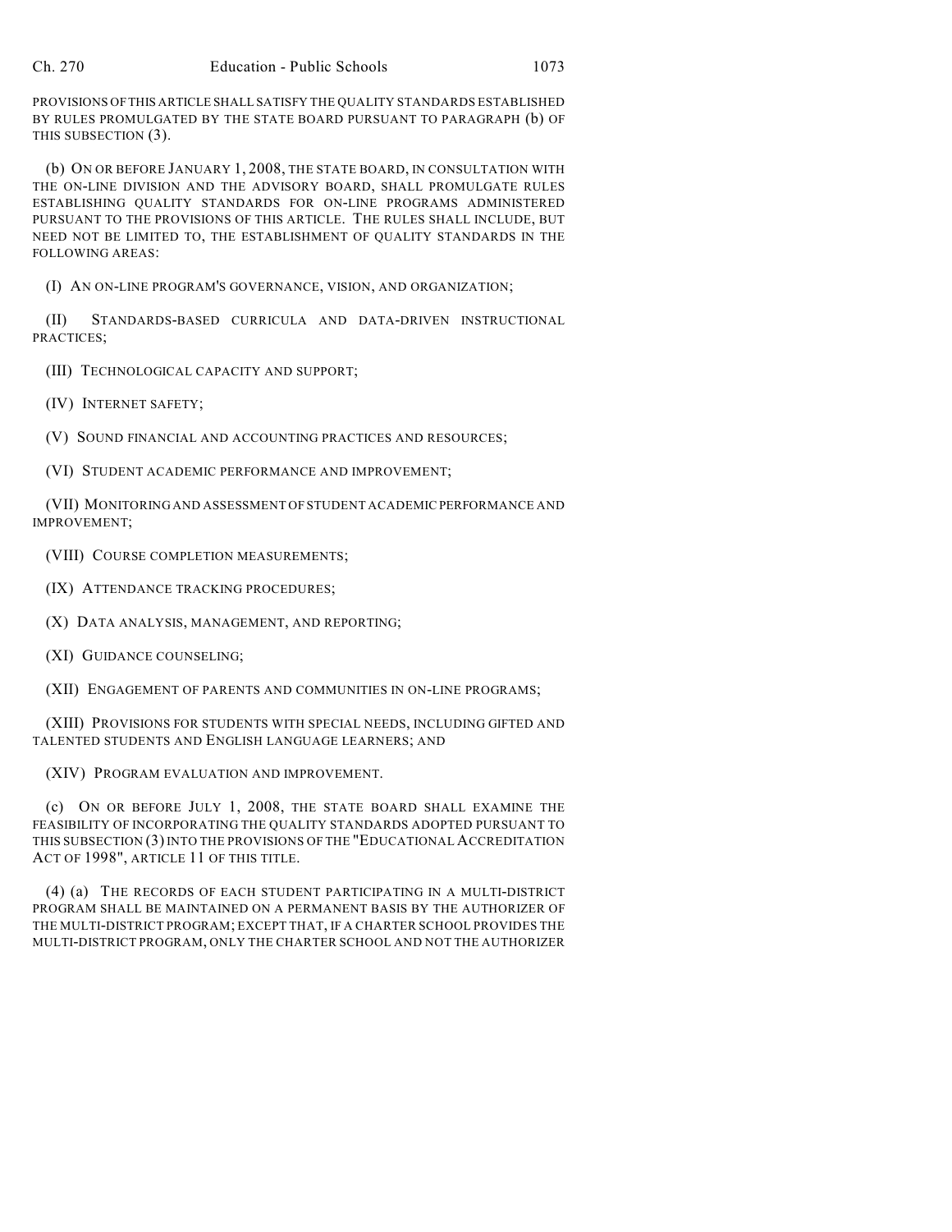PROVISIONS OF THIS ARTICLE SHALL SATISFY THE QUALITY STANDARDS ESTABLISHED BY RULES PROMULGATED BY THE STATE BOARD PURSUANT TO PARAGRAPH (b) OF THIS SUBSECTION (3).

(b) ON OR BEFORE JANUARY 1, 2008, THE STATE BOARD, IN CONSULTATION WITH THE ON-LINE DIVISION AND THE ADVISORY BOARD, SHALL PROMULGATE RULES ESTABLISHING QUALITY STANDARDS FOR ON-LINE PROGRAMS ADMINISTERED PURSUANT TO THE PROVISIONS OF THIS ARTICLE. THE RULES SHALL INCLUDE, BUT NEED NOT BE LIMITED TO, THE ESTABLISHMENT OF QUALITY STANDARDS IN THE FOLLOWING AREAS:

(I) AN ON-LINE PROGRAM'S GOVERNANCE, VISION, AND ORGANIZATION;

(II) STANDARDS-BASED CURRICULA AND DATA-DRIVEN INSTRUCTIONAL PRACTICES;

(III) TECHNOLOGICAL CAPACITY AND SUPPORT;

(IV) INTERNET SAFETY;

(V) SOUND FINANCIAL AND ACCOUNTING PRACTICES AND RESOURCES;

(VI) STUDENT ACADEMIC PERFORMANCE AND IMPROVEMENT;

(VII) MONITORING AND ASSESSMENT OF STUDENT ACADEMIC PERFORMANCE AND IMPROVEMENT;

(VIII) COURSE COMPLETION MEASUREMENTS;

(IX) ATTENDANCE TRACKING PROCEDURES;

(X) DATA ANALYSIS, MANAGEMENT, AND REPORTING;

(XI) GUIDANCE COUNSELING;

(XII) ENGAGEMENT OF PARENTS AND COMMUNITIES IN ON-LINE PROGRAMS;

(XIII) PROVISIONS FOR STUDENTS WITH SPECIAL NEEDS, INCLUDING GIFTED AND TALENTED STUDENTS AND ENGLISH LANGUAGE LEARNERS; AND

(XIV) PROGRAM EVALUATION AND IMPROVEMENT.

(c) ON OR BEFORE JULY 1, 2008, THE STATE BOARD SHALL EXAMINE THE FEASIBILITY OF INCORPORATING THE QUALITY STANDARDS ADOPTED PURSUANT TO THIS SUBSECTION (3) INTO THE PROVISIONS OF THE "EDUCATIONAL ACCREDITATION ACT OF 1998", ARTICLE 11 OF THIS TITLE.

(4) (a) THE RECORDS OF EACH STUDENT PARTICIPATING IN A MULTI-DISTRICT PROGRAM SHALL BE MAINTAINED ON A PERMANENT BASIS BY THE AUTHORIZER OF THE MULTI-DISTRICT PROGRAM; EXCEPT THAT, IF A CHARTER SCHOOL PROVIDES THE MULTI-DISTRICT PROGRAM, ONLY THE CHARTER SCHOOL AND NOT THE AUTHORIZER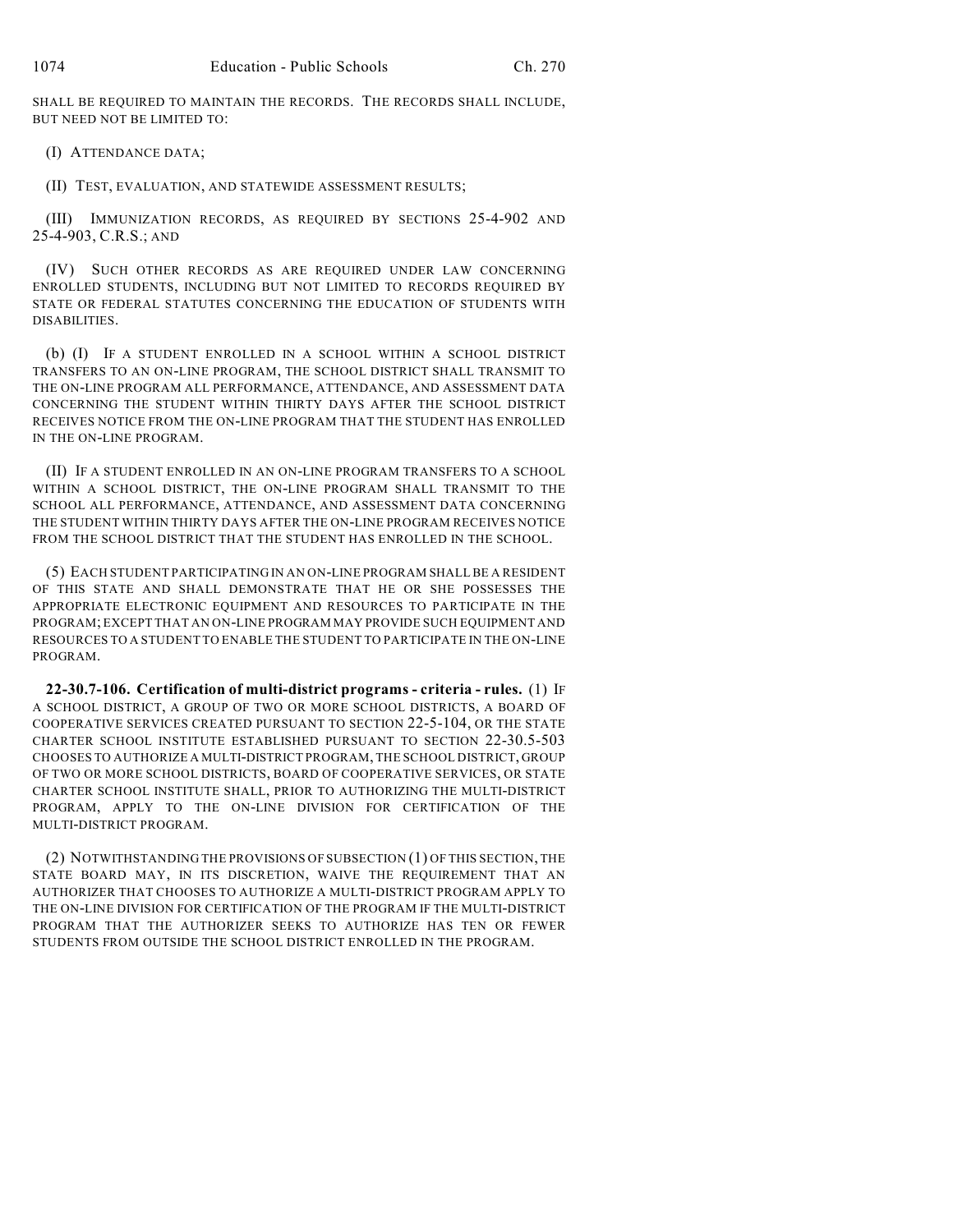SHALL BE REQUIRED TO MAINTAIN THE RECORDS. THE RECORDS SHALL INCLUDE, BUT NEED NOT BE LIMITED TO:

(I) ATTENDANCE DATA;

(II) TEST, EVALUATION, AND STATEWIDE ASSESSMENT RESULTS;

(III) IMMUNIZATION RECORDS, AS REQUIRED BY SECTIONS 25-4-902 AND 25-4-903, C.R.S.; AND

(IV) SUCH OTHER RECORDS AS ARE REQUIRED UNDER LAW CONCERNING ENROLLED STUDENTS, INCLUDING BUT NOT LIMITED TO RECORDS REQUIRED BY STATE OR FEDERAL STATUTES CONCERNING THE EDUCATION OF STUDENTS WITH DISABILITIES.

(b) (I) IF A STUDENT ENROLLED IN A SCHOOL WITHIN A SCHOOL DISTRICT TRANSFERS TO AN ON-LINE PROGRAM, THE SCHOOL DISTRICT SHALL TRANSMIT TO THE ON-LINE PROGRAM ALL PERFORMANCE, ATTENDANCE, AND ASSESSMENT DATA CONCERNING THE STUDENT WITHIN THIRTY DAYS AFTER THE SCHOOL DISTRICT RECEIVES NOTICE FROM THE ON-LINE PROGRAM THAT THE STUDENT HAS ENROLLED IN THE ON-LINE PROGRAM.

(II) IF A STUDENT ENROLLED IN AN ON-LINE PROGRAM TRANSFERS TO A SCHOOL WITHIN A SCHOOL DISTRICT, THE ON-LINE PROGRAM SHALL TRANSMIT TO THE SCHOOL ALL PERFORMANCE, ATTENDANCE, AND ASSESSMENT DATA CONCERNING THE STUDENT WITHIN THIRTY DAYS AFTER THE ON-LINE PROGRAM RECEIVES NOTICE FROM THE SCHOOL DISTRICT THAT THE STUDENT HAS ENROLLED IN THE SCHOOL.

(5) EACH STUDENT PARTICIPATING IN AN ON-LINE PROGRAM SHALL BE A RESIDENT OF THIS STATE AND SHALL DEMONSTRATE THAT HE OR SHE POSSESSES THE APPROPRIATE ELECTRONIC EQUIPMENT AND RESOURCES TO PARTICIPATE IN THE PROGRAM; EXCEPT THAT AN ON-LINE PROGRAM MAY PROVIDE SUCH EQUIPMENT AND RESOURCES TO A STUDENT TO ENABLE THE STUDENT TO PARTICIPATE IN THE ON-LINE PROGRAM.

**22-30.7-106. Certification of multi-district programs - criteria - rules.** (1) IF A SCHOOL DISTRICT, A GROUP OF TWO OR MORE SCHOOL DISTRICTS, A BOARD OF COOPERATIVE SERVICES CREATED PURSUANT TO SECTION 22-5-104, OR THE STATE CHARTER SCHOOL INSTITUTE ESTABLISHED PURSUANT TO SECTION 22-30.5-503 CHOOSES TO AUTHORIZE A MULTI-DISTRICT PROGRAM, THE SCHOOL DISTRICT, GROUP OF TWO OR MORE SCHOOL DISTRICTS, BOARD OF COOPERATIVE SERVICES, OR STATE CHARTER SCHOOL INSTITUTE SHALL, PRIOR TO AUTHORIZING THE MULTI-DISTRICT PROGRAM, APPLY TO THE ON-LINE DIVISION FOR CERTIFICATION OF THE MULTI-DISTRICT PROGRAM.

(2) NOTWITHSTANDING THE PROVISIONS OF SUBSECTION (1) OF THIS SECTION, THE STATE BOARD MAY, IN ITS DISCRETION, WAIVE THE REQUIREMENT THAT AN AUTHORIZER THAT CHOOSES TO AUTHORIZE A MULTI-DISTRICT PROGRAM APPLY TO THE ON-LINE DIVISION FOR CERTIFICATION OF THE PROGRAM IF THE MULTI-DISTRICT PROGRAM THAT THE AUTHORIZER SEEKS TO AUTHORIZE HAS TEN OR FEWER STUDENTS FROM OUTSIDE THE SCHOOL DISTRICT ENROLLED IN THE PROGRAM.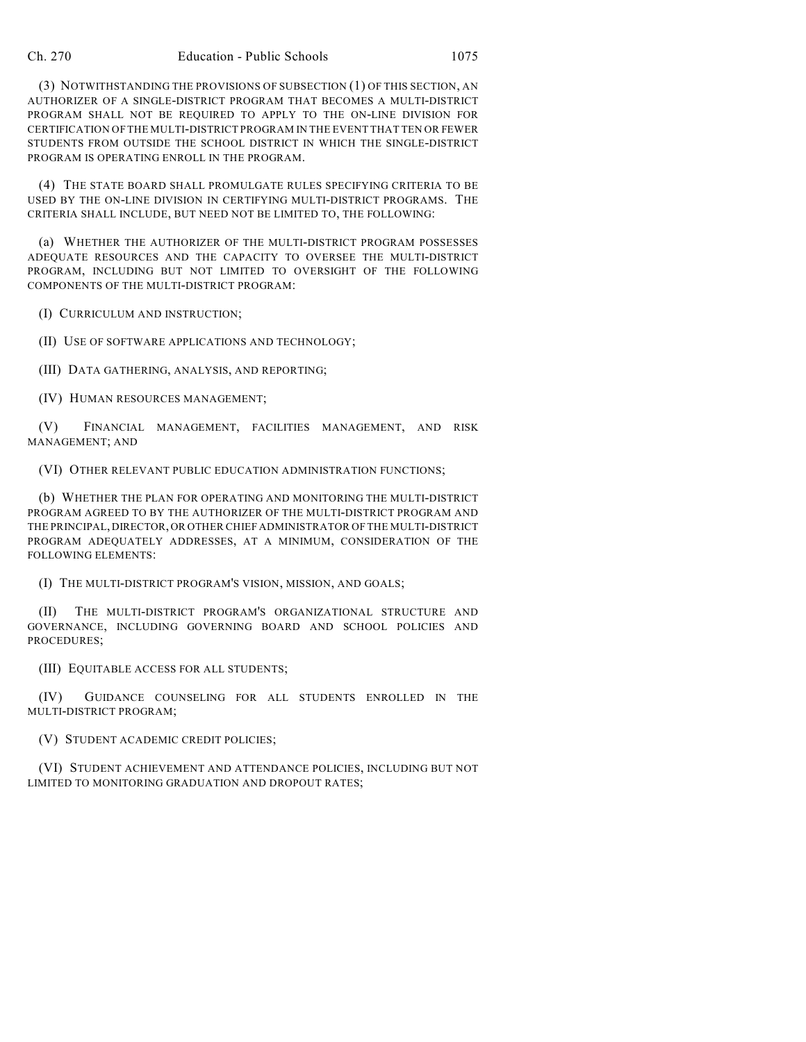(3) NOTWITHSTANDING THE PROVISIONS OF SUBSECTION (1) OF THIS SECTION, AN AUTHORIZER OF A SINGLE-DISTRICT PROGRAM THAT BECOMES A MULTI-DISTRICT PROGRAM SHALL NOT BE REQUIRED TO APPLY TO THE ON-LINE DIVISION FOR CERTIFICATION OF THE MULTI-DISTRICT PROGRAM IN THE EVENT THAT TEN OR FEWER STUDENTS FROM OUTSIDE THE SCHOOL DISTRICT IN WHICH THE SINGLE-DISTRICT PROGRAM IS OPERATING ENROLL IN THE PROGRAM.

(4) THE STATE BOARD SHALL PROMULGATE RULES SPECIFYING CRITERIA TO BE USED BY THE ON-LINE DIVISION IN CERTIFYING MULTI-DISTRICT PROGRAMS. THE CRITERIA SHALL INCLUDE, BUT NEED NOT BE LIMITED TO, THE FOLLOWING:

(a) WHETHER THE AUTHORIZER OF THE MULTI-DISTRICT PROGRAM POSSESSES ADEQUATE RESOURCES AND THE CAPACITY TO OVERSEE THE MULTI-DISTRICT PROGRAM, INCLUDING BUT NOT LIMITED TO OVERSIGHT OF THE FOLLOWING COMPONENTS OF THE MULTI-DISTRICT PROGRAM:

(I) CURRICULUM AND INSTRUCTION;

(II) USE OF SOFTWARE APPLICATIONS AND TECHNOLOGY;

(III) DATA GATHERING, ANALYSIS, AND REPORTING;

(IV) HUMAN RESOURCES MANAGEMENT;

(V) FINANCIAL MANAGEMENT, FACILITIES MANAGEMENT, AND RISK MANAGEMENT; AND

(VI) OTHER RELEVANT PUBLIC EDUCATION ADMINISTRATION FUNCTIONS;

(b) WHETHER THE PLAN FOR OPERATING AND MONITORING THE MULTI-DISTRICT PROGRAM AGREED TO BY THE AUTHORIZER OF THE MULTI-DISTRICT PROGRAM AND THE PRINCIPAL, DIRECTOR, OR OTHER CHIEF ADMINISTRATOR OF THE MULTI-DISTRICT PROGRAM ADEQUATELY ADDRESSES, AT A MINIMUM, CONSIDERATION OF THE FOLLOWING ELEMENTS:

(I) THE MULTI-DISTRICT PROGRAM'S VISION, MISSION, AND GOALS;

(II) THE MULTI-DISTRICT PROGRAM'S ORGANIZATIONAL STRUCTURE AND GOVERNANCE, INCLUDING GOVERNING BOARD AND SCHOOL POLICIES AND PROCEDURES;

(III) EQUITABLE ACCESS FOR ALL STUDENTS;

(IV) GUIDANCE COUNSELING FOR ALL STUDENTS ENROLLED IN THE MULTI-DISTRICT PROGRAM;

(V) STUDENT ACADEMIC CREDIT POLICIES;

(VI) STUDENT ACHIEVEMENT AND ATTENDANCE POLICIES, INCLUDING BUT NOT LIMITED TO MONITORING GRADUATION AND DROPOUT RATES;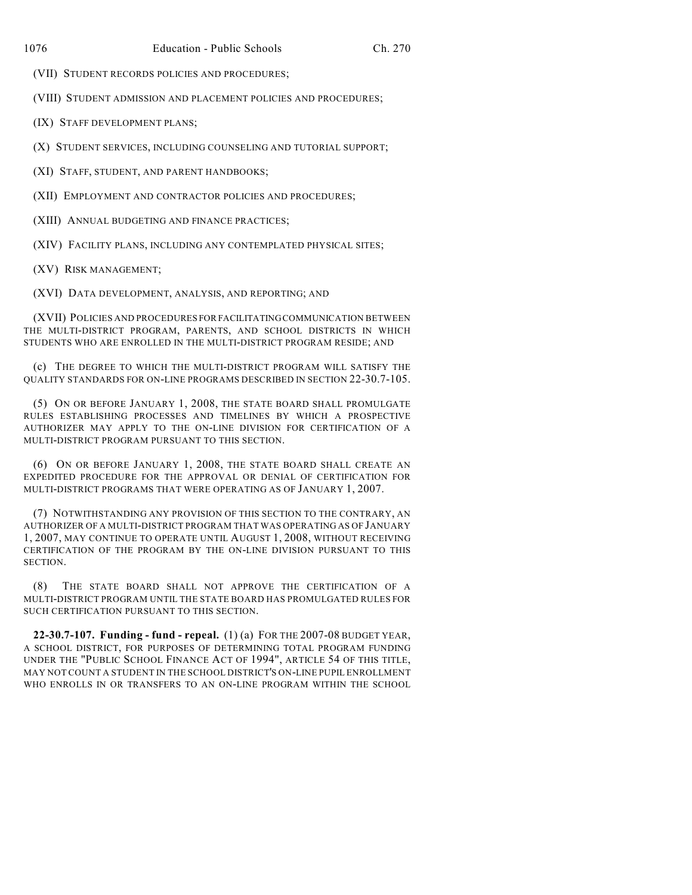(VII) STUDENT RECORDS POLICIES AND PROCEDURES;

(VIII) STUDENT ADMISSION AND PLACEMENT POLICIES AND PROCEDURES;

(IX) STAFF DEVELOPMENT PLANS;

(X) STUDENT SERVICES, INCLUDING COUNSELING AND TUTORIAL SUPPORT;

(XI) STAFF, STUDENT, AND PARENT HANDBOOKS;

(XII) EMPLOYMENT AND CONTRACTOR POLICIES AND PROCEDURES;

(XIII) ANNUAL BUDGETING AND FINANCE PRACTICES;

(XIV) FACILITY PLANS, INCLUDING ANY CONTEMPLATED PHYSICAL SITES;

(XV) RISK MANAGEMENT;

(XVI) DATA DEVELOPMENT, ANALYSIS, AND REPORTING; AND

(XVII) POLICIES AND PROCEDURES FOR FACILITATING COMMUNICATION BETWEEN THE MULTI-DISTRICT PROGRAM, PARENTS, AND SCHOOL DISTRICTS IN WHICH STUDENTS WHO ARE ENROLLED IN THE MULTI-DISTRICT PROGRAM RESIDE; AND

(c) THE DEGREE TO WHICH THE MULTI-DISTRICT PROGRAM WILL SATISFY THE QUALITY STANDARDS FOR ON-LINE PROGRAMS DESCRIBED IN SECTION 22-30.7-105.

(5) ON OR BEFORE JANUARY 1, 2008, THE STATE BOARD SHALL PROMULGATE RULES ESTABLISHING PROCESSES AND TIMELINES BY WHICH A PROSPECTIVE AUTHORIZER MAY APPLY TO THE ON-LINE DIVISION FOR CERTIFICATION OF A MULTI-DISTRICT PROGRAM PURSUANT TO THIS SECTION.

(6) ON OR BEFORE JANUARY 1, 2008, THE STATE BOARD SHALL CREATE AN EXPEDITED PROCEDURE FOR THE APPROVAL OR DENIAL OF CERTIFICATION FOR MULTI-DISTRICT PROGRAMS THAT WERE OPERATING AS OF JANUARY 1, 2007.

(7) NOTWITHSTANDING ANY PROVISION OF THIS SECTION TO THE CONTRARY, AN AUTHORIZER OF A MULTI-DISTRICT PROGRAM THAT WAS OPERATING AS OF JANUARY 1, 2007, MAY CONTINUE TO OPERATE UNTIL AUGUST 1, 2008, WITHOUT RECEIVING CERTIFICATION OF THE PROGRAM BY THE ON-LINE DIVISION PURSUANT TO THIS SECTION.

(8) THE STATE BOARD SHALL NOT APPROVE THE CERTIFICATION OF A MULTI-DISTRICT PROGRAM UNTIL THE STATE BOARD HAS PROMULGATED RULES FOR SUCH CERTIFICATION PURSUANT TO THIS SECTION.

**22-30.7-107. Funding - fund - repeal.** (1) (a) FOR THE 2007-08 BUDGET YEAR, A SCHOOL DISTRICT, FOR PURPOSES OF DETERMINING TOTAL PROGRAM FUNDING UNDER THE "PUBLIC SCHOOL FINANCE ACT OF 1994", ARTICLE 54 OF THIS TITLE, MAY NOT COUNT A STUDENT IN THE SCHOOL DISTRICT'S ON-LINE PUPIL ENROLLMENT WHO ENROLLS IN OR TRANSFERS TO AN ON-LINE PROGRAM WITHIN THE SCHOOL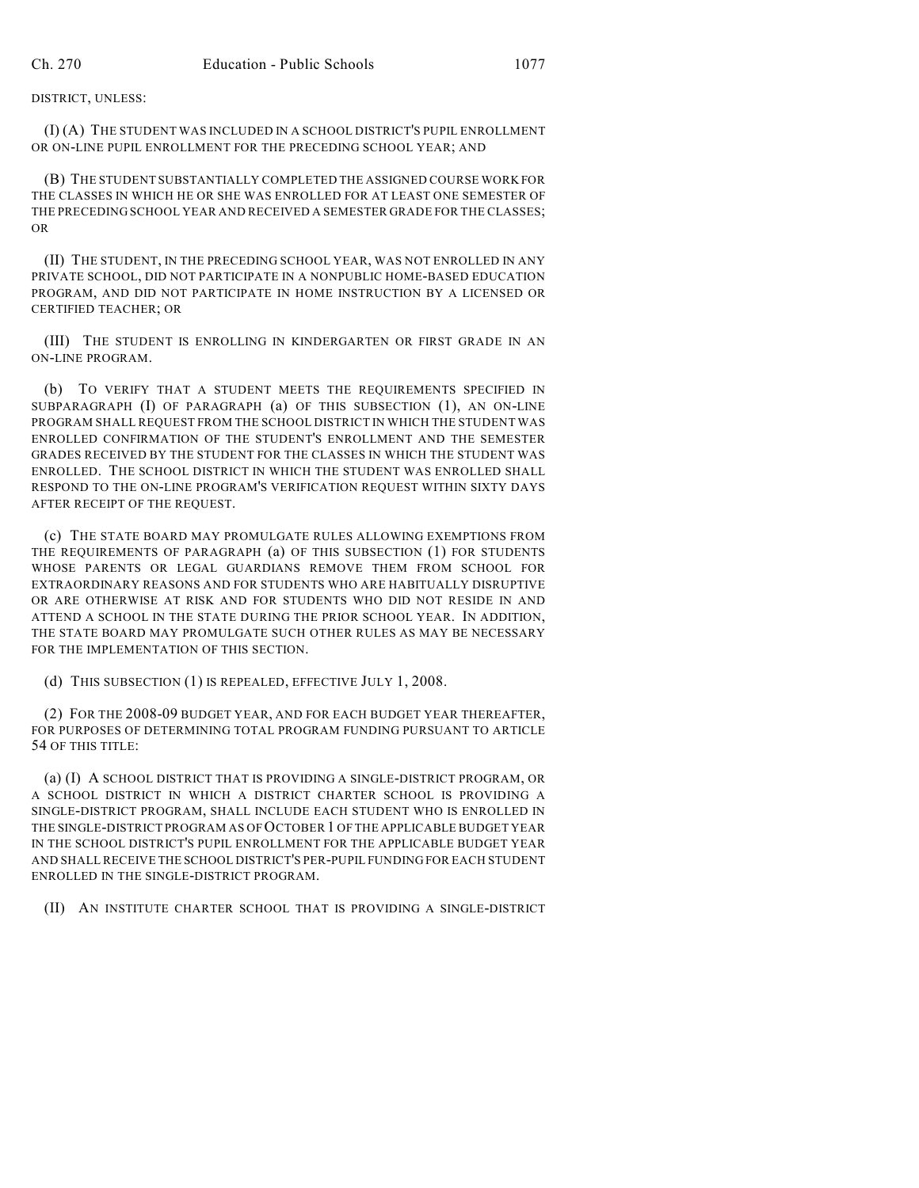DISTRICT, UNLESS:

(I) (A) THE STUDENT WAS INCLUDED IN A SCHOOL DISTRICT'S PUPIL ENROLLMENT OR ON-LINE PUPIL ENROLLMENT FOR THE PRECEDING SCHOOL YEAR; AND

(B) THE STUDENT SUBSTANTIALLY COMPLETED THE ASSIGNED COURSE WORK FOR THE CLASSES IN WHICH HE OR SHE WAS ENROLLED FOR AT LEAST ONE SEMESTER OF THE PRECEDING SCHOOL YEAR AND RECEIVED A SEMESTER GRADE FOR THE CLASSES; OR

(II) THE STUDENT, IN THE PRECEDING SCHOOL YEAR, WAS NOT ENROLLED IN ANY PRIVATE SCHOOL, DID NOT PARTICIPATE IN A NONPUBLIC HOME-BASED EDUCATION PROGRAM, AND DID NOT PARTICIPATE IN HOME INSTRUCTION BY A LICENSED OR CERTIFIED TEACHER; OR

(III) THE STUDENT IS ENROLLING IN KINDERGARTEN OR FIRST GRADE IN AN ON-LINE PROGRAM.

(b) TO VERIFY THAT A STUDENT MEETS THE REQUIREMENTS SPECIFIED IN SUBPARAGRAPH (I) OF PARAGRAPH (a) OF THIS SUBSECTION (1), AN ON-LINE PROGRAM SHALL REQUEST FROM THE SCHOOL DISTRICT IN WHICH THE STUDENT WAS ENROLLED CONFIRMATION OF THE STUDENT'S ENROLLMENT AND THE SEMESTER GRADES RECEIVED BY THE STUDENT FOR THE CLASSES IN WHICH THE STUDENT WAS ENROLLED. THE SCHOOL DISTRICT IN WHICH THE STUDENT WAS ENROLLED SHALL RESPOND TO THE ON-LINE PROGRAM'S VERIFICATION REQUEST WITHIN SIXTY DAYS AFTER RECEIPT OF THE REQUEST.

(c) THE STATE BOARD MAY PROMULGATE RULES ALLOWING EXEMPTIONS FROM THE REQUIREMENTS OF PARAGRAPH (a) OF THIS SUBSECTION (1) FOR STUDENTS WHOSE PARENTS OR LEGAL GUARDIANS REMOVE THEM FROM SCHOOL FOR EXTRAORDINARY REASONS AND FOR STUDENTS WHO ARE HABITUALLY DISRUPTIVE OR ARE OTHERWISE AT RISK AND FOR STUDENTS WHO DID NOT RESIDE IN AND ATTEND A SCHOOL IN THE STATE DURING THE PRIOR SCHOOL YEAR. IN ADDITION, THE STATE BOARD MAY PROMULGATE SUCH OTHER RULES AS MAY BE NECESSARY FOR THE IMPLEMENTATION OF THIS SECTION.

(d) THIS SUBSECTION (1) IS REPEALED, EFFECTIVE JULY 1, 2008.

(2) FOR THE 2008-09 BUDGET YEAR, AND FOR EACH BUDGET YEAR THEREAFTER, FOR PURPOSES OF DETERMINING TOTAL PROGRAM FUNDING PURSUANT TO ARTICLE 54 OF THIS TITLE:

(a) (I) A SCHOOL DISTRICT THAT IS PROVIDING A SINGLE-DISTRICT PROGRAM, OR A SCHOOL DISTRICT IN WHICH A DISTRICT CHARTER SCHOOL IS PROVIDING A SINGLE-DISTRICT PROGRAM, SHALL INCLUDE EACH STUDENT WHO IS ENROLLED IN THE SINGLE-DISTRICT PROGRAM AS OF OCTOBER 1 OF THE APPLICABLE BUDGET YEAR IN THE SCHOOL DISTRICT'S PUPIL ENROLLMENT FOR THE APPLICABLE BUDGET YEAR AND SHALL RECEIVE THE SCHOOL DISTRICT'S PER-PUPIL FUNDING FOR EACH STUDENT ENROLLED IN THE SINGLE-DISTRICT PROGRAM.

(II) AN INSTITUTE CHARTER SCHOOL THAT IS PROVIDING A SINGLE-DISTRICT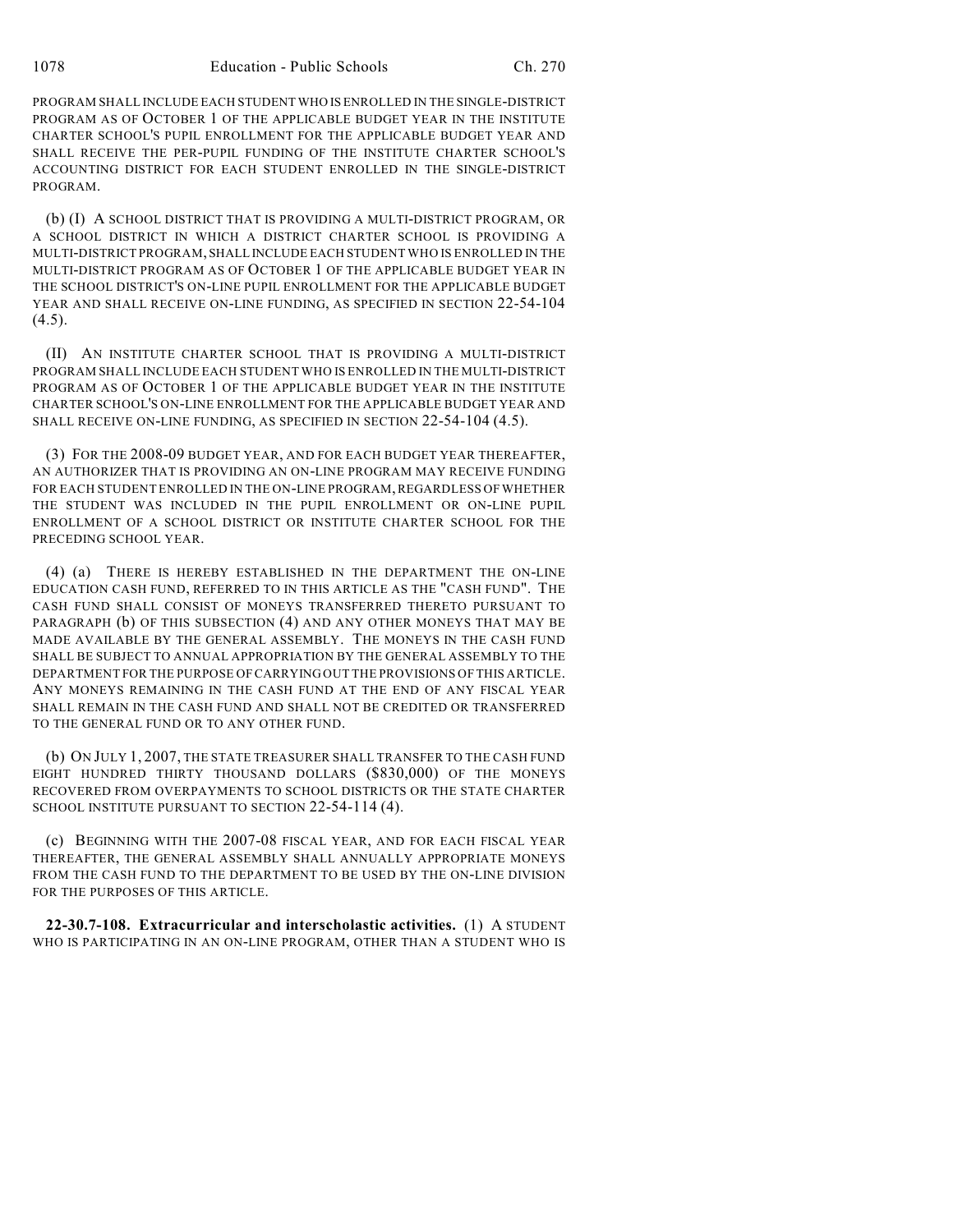PROGRAM SHALL INCLUDE EACH STUDENT WHO IS ENROLLED IN THE SINGLE-DISTRICT PROGRAM AS OF OCTOBER 1 OF THE APPLICABLE BUDGET YEAR IN THE INSTITUTE CHARTER SCHOOL'S PUPIL ENROLLMENT FOR THE APPLICABLE BUDGET YEAR AND SHALL RECEIVE THE PER-PUPIL FUNDING OF THE INSTITUTE CHARTER SCHOOL'S ACCOUNTING DISTRICT FOR EACH STUDENT ENROLLED IN THE SINGLE-DISTRICT PROGRAM.

(b) (I) A SCHOOL DISTRICT THAT IS PROVIDING A MULTI-DISTRICT PROGRAM, OR A SCHOOL DISTRICT IN WHICH A DISTRICT CHARTER SCHOOL IS PROVIDING A MULTI-DISTRICT PROGRAM, SHALL INCLUDE EACH STUDENT WHO IS ENROLLED IN THE MULTI-DISTRICT PROGRAM AS OF OCTOBER 1 OF THE APPLICABLE BUDGET YEAR IN THE SCHOOL DISTRICT'S ON-LINE PUPIL ENROLLMENT FOR THE APPLICABLE BUDGET YEAR AND SHALL RECEIVE ON-LINE FUNDING, AS SPECIFIED IN SECTION 22-54-104 (4.5).

(II) AN INSTITUTE CHARTER SCHOOL THAT IS PROVIDING A MULTI-DISTRICT PROGRAM SHALL INCLUDE EACH STUDENT WHO IS ENROLLED IN THE MULTI-DISTRICT PROGRAM AS OF OCTOBER 1 OF THE APPLICABLE BUDGET YEAR IN THE INSTITUTE CHARTER SCHOOL'S ON-LINE ENROLLMENT FOR THE APPLICABLE BUDGET YEAR AND SHALL RECEIVE ON-LINE FUNDING, AS SPECIFIED IN SECTION 22-54-104 (4.5).

(3) FOR THE 2008-09 BUDGET YEAR, AND FOR EACH BUDGET YEAR THEREAFTER, AN AUTHORIZER THAT IS PROVIDING AN ON-LINE PROGRAM MAY RECEIVE FUNDING FOR EACH STUDENT ENROLLED IN THE ON-LINE PROGRAM, REGARDLESS OF WHETHER THE STUDENT WAS INCLUDED IN THE PUPIL ENROLLMENT OR ON-LINE PUPIL ENROLLMENT OF A SCHOOL DISTRICT OR INSTITUTE CHARTER SCHOOL FOR THE PRECEDING SCHOOL YEAR.

(4) (a) THERE IS HEREBY ESTABLISHED IN THE DEPARTMENT THE ON-LINE EDUCATION CASH FUND, REFERRED TO IN THIS ARTICLE AS THE "CASH FUND". THE CASH FUND SHALL CONSIST OF MONEYS TRANSFERRED THERETO PURSUANT TO PARAGRAPH (b) OF THIS SUBSECTION (4) AND ANY OTHER MONEYS THAT MAY BE MADE AVAILABLE BY THE GENERAL ASSEMBLY. THE MONEYS IN THE CASH FUND SHALL BE SUBJECT TO ANNUAL APPROPRIATION BY THE GENERAL ASSEMBLY TO THE DEPARTMENT FOR THE PURPOSE OF CARRYING OUT THE PROVISIONS OF THIS ARTICLE. ANY MONEYS REMAINING IN THE CASH FUND AT THE END OF ANY FISCAL YEAR SHALL REMAIN IN THE CASH FUND AND SHALL NOT BE CREDITED OR TRANSFERRED TO THE GENERAL FUND OR TO ANY OTHER FUND.

(b) ON JULY 1, 2007, THE STATE TREASURER SHALL TRANSFER TO THE CASH FUND EIGHT HUNDRED THIRTY THOUSAND DOLLARS ($830,000) OF THE MONEYS RECOVERED FROM OVERPAYMENTS TO SCHOOL DISTRICTS OR THE STATE CHARTER SCHOOL INSTITUTE PURSUANT TO SECTION 22-54-114 (4).

(c) BEGINNING WITH THE 2007-08 FISCAL YEAR, AND FOR EACH FISCAL YEAR THEREAFTER, THE GENERAL ASSEMBLY SHALL ANNUALLY APPROPRIATE MONEYS FROM THE CASH FUND TO THE DEPARTMENT TO BE USED BY THE ON-LINE DIVISION FOR THE PURPOSES OF THIS ARTICLE.

**22-30.7-108. Extracurricular and interscholastic activities.** (1) A STUDENT WHO IS PARTICIPATING IN AN ON-LINE PROGRAM, OTHER THAN A STUDENT WHO IS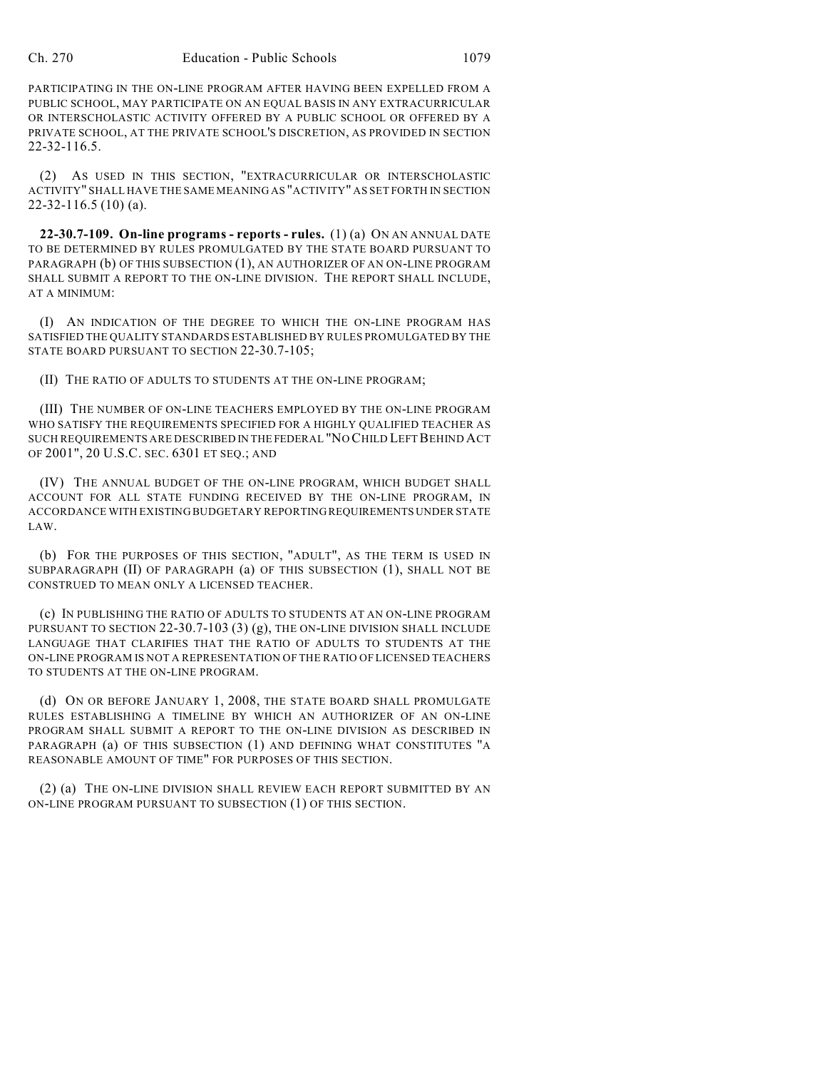PARTICIPATING IN THE ON-LINE PROGRAM AFTER HAVING BEEN EXPELLED FROM A PUBLIC SCHOOL, MAY PARTICIPATE ON AN EQUAL BASIS IN ANY EXTRACURRICULAR OR INTERSCHOLASTIC ACTIVITY OFFERED BY A PUBLIC SCHOOL OR OFFERED BY A PRIVATE SCHOOL, AT THE PRIVATE SCHOOL'S DISCRETION, AS PROVIDED IN SECTION 22-32-116.5.

(2) AS USED IN THIS SECTION, "EXTRACURRICULAR OR INTERSCHOLASTIC ACTIVITY" SHALL HAVE THE SAME MEANING AS "ACTIVITY" AS SET FORTH IN SECTION 22-32-116.5 (10) (a).

**22-30.7-109. On-line programs - reports - rules.** (1) (a) ON AN ANNUAL DATE TO BE DETERMINED BY RULES PROMULGATED BY THE STATE BOARD PURSUANT TO PARAGRAPH (b) OF THIS SUBSECTION (1), AN AUTHORIZER OF AN ON-LINE PROGRAM SHALL SUBMIT A REPORT TO THE ON-LINE DIVISION. THE REPORT SHALL INCLUDE, AT A MINIMUM:

(I) AN INDICATION OF THE DEGREE TO WHICH THE ON-LINE PROGRAM HAS SATISFIED THE QUALITY STANDARDS ESTABLISHED BY RULES PROMULGATED BY THE STATE BOARD PURSUANT TO SECTION 22-30.7-105;

(II) THE RATIO OF ADULTS TO STUDENTS AT THE ON-LINE PROGRAM;

(III) THE NUMBER OF ON-LINE TEACHERS EMPLOYED BY THE ON-LINE PROGRAM WHO SATISFY THE REQUIREMENTS SPECIFIED FOR A HIGHLY QUALIFIED TEACHER AS SUCH REQUIREMENTS ARE DESCRIBED IN THE FEDERAL "NO CHILD LEFT BEHIND ACT OF 2001", 20 U.S.C. SEC. 6301 ET SEQ.; AND

(IV) THE ANNUAL BUDGET OF THE ON-LINE PROGRAM, WHICH BUDGET SHALL ACCOUNT FOR ALL STATE FUNDING RECEIVED BY THE ON-LINE PROGRAM, IN ACCORDANCE WITH EXISTING BUDGETARY REPORTING REQUIREMENTS UNDER STATE LAW.

(b) FOR THE PURPOSES OF THIS SECTION, "ADULT", AS THE TERM IS USED IN SUBPARAGRAPH (II) OF PARAGRAPH (a) OF THIS SUBSECTION (1), SHALL NOT BE CONSTRUED TO MEAN ONLY A LICENSED TEACHER.

(c) IN PUBLISHING THE RATIO OF ADULTS TO STUDENTS AT AN ON-LINE PROGRAM PURSUANT TO SECTION 22-30.7-103 (3) (g), THE ON-LINE DIVISION SHALL INCLUDE LANGUAGE THAT CLARIFIES THAT THE RATIO OF ADULTS TO STUDENTS AT THE ON-LINE PROGRAM IS NOT A REPRESENTATION OF THE RATIO OF LICENSED TEACHERS TO STUDENTS AT THE ON-LINE PROGRAM.

(d) ON OR BEFORE JANUARY 1, 2008, THE STATE BOARD SHALL PROMULGATE RULES ESTABLISHING A TIMELINE BY WHICH AN AUTHORIZER OF AN ON-LINE PROGRAM SHALL SUBMIT A REPORT TO THE ON-LINE DIVISION AS DESCRIBED IN PARAGRAPH (a) OF THIS SUBSECTION (1) AND DEFINING WHAT CONSTITUTES "A REASONABLE AMOUNT OF TIME" FOR PURPOSES OF THIS SECTION.

(2) (a) THE ON-LINE DIVISION SHALL REVIEW EACH REPORT SUBMITTED BY AN ON-LINE PROGRAM PURSUANT TO SUBSECTION (1) OF THIS SECTION.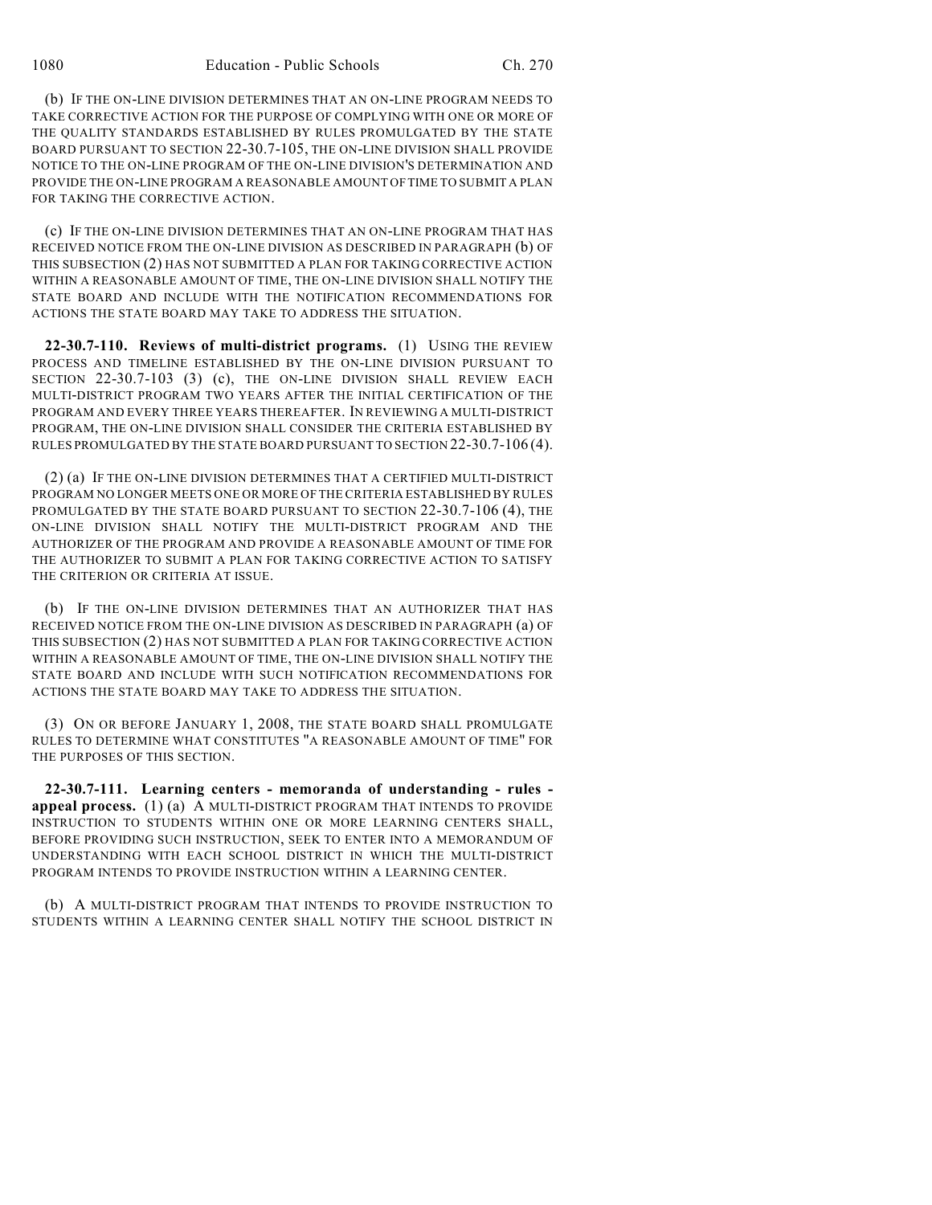(b) IF THE ON-LINE DIVISION DETERMINES THAT AN ON-LINE PROGRAM NEEDS TO TAKE CORRECTIVE ACTION FOR THE PURPOSE OF COMPLYING WITH ONE OR MORE OF THE QUALITY STANDARDS ESTABLISHED BY RULES PROMULGATED BY THE STATE BOARD PURSUANT TO SECTION 22-30.7-105, THE ON-LINE DIVISION SHALL PROVIDE NOTICE TO THE ON-LINE PROGRAM OF THE ON-LINE DIVISION'S DETERMINATION AND PROVIDE THE ON-LINE PROGRAM A REASONABLE AMOUNT OF TIME TO SUBMIT A PLAN FOR TAKING THE CORRECTIVE ACTION.

(c) IF THE ON-LINE DIVISION DETERMINES THAT AN ON-LINE PROGRAM THAT HAS RECEIVED NOTICE FROM THE ON-LINE DIVISION AS DESCRIBED IN PARAGRAPH (b) OF THIS SUBSECTION (2) HAS NOT SUBMITTED A PLAN FOR TAKING CORRECTIVE ACTION WITHIN A REASONABLE AMOUNT OF TIME, THE ON-LINE DIVISION SHALL NOTIFY THE STATE BOARD AND INCLUDE WITH THE NOTIFICATION RECOMMENDATIONS FOR ACTIONS THE STATE BOARD MAY TAKE TO ADDRESS THE SITUATION.

**22-30.7-110. Reviews of multi-district programs.** (1) USING THE REVIEW PROCESS AND TIMELINE ESTABLISHED BY THE ON-LINE DIVISION PURSUANT TO SECTION 22-30.7-103 (3) (c), THE ON-LINE DIVISION SHALL REVIEW EACH MULTI-DISTRICT PROGRAM TWO YEARS AFTER THE INITIAL CERTIFICATION OF THE PROGRAM AND EVERY THREE YEARS THEREAFTER. IN REVIEWING A MULTI-DISTRICT PROGRAM, THE ON-LINE DIVISION SHALL CONSIDER THE CRITERIA ESTABLISHED BY RULES PROMULGATED BY THE STATE BOARD PURSUANT TO SECTION 22-30.7-106 (4).

(2) (a) IF THE ON-LINE DIVISION DETERMINES THAT A CERTIFIED MULTI-DISTRICT PROGRAM NO LONGER MEETS ONE OR MORE OF THE CRITERIA ESTABLISHED BY RULES PROMULGATED BY THE STATE BOARD PURSUANT TO SECTION 22-30.7-106 (4), THE ON-LINE DIVISION SHALL NOTIFY THE MULTI-DISTRICT PROGRAM AND THE AUTHORIZER OF THE PROGRAM AND PROVIDE A REASONABLE AMOUNT OF TIME FOR THE AUTHORIZER TO SUBMIT A PLAN FOR TAKING CORRECTIVE ACTION TO SATISFY THE CRITERION OR CRITERIA AT ISSUE.

(b) IF THE ON-LINE DIVISION DETERMINES THAT AN AUTHORIZER THAT HAS RECEIVED NOTICE FROM THE ON-LINE DIVISION AS DESCRIBED IN PARAGRAPH (a) OF THIS SUBSECTION (2) HAS NOT SUBMITTED A PLAN FOR TAKING CORRECTIVE ACTION WITHIN A REASONABLE AMOUNT OF TIME, THE ON-LINE DIVISION SHALL NOTIFY THE STATE BOARD AND INCLUDE WITH SUCH NOTIFICATION RECOMMENDATIONS FOR ACTIONS THE STATE BOARD MAY TAKE TO ADDRESS THE SITUATION.

(3) ON OR BEFORE JANUARY 1, 2008, THE STATE BOARD SHALL PROMULGATE RULES TO DETERMINE WHAT CONSTITUTES "A REASONABLE AMOUNT OF TIME" FOR THE PURPOSES OF THIS SECTION.

**22-30.7-111. Learning centers - memoranda of understanding - rules - appeal process.** (1) (a) A MULTI-DISTRICT PROGRAM THAT INTENDS TO PROVIDE INSTRUCTION TO STUDENTS WITHIN ONE OR MORE LEARNING CENTERS SHALL, BEFORE PROVIDING SUCH INSTRUCTION, SEEK TO ENTER INTO A MEMORANDUM OF UNDERSTANDING WITH EACH SCHOOL DISTRICT IN WHICH THE MULTI-DISTRICT PROGRAM INTENDS TO PROVIDE INSTRUCTION WITHIN A LEARNING CENTER.

(b) A MULTI-DISTRICT PROGRAM THAT INTENDS TO PROVIDE INSTRUCTION TO STUDENTS WITHIN A LEARNING CENTER SHALL NOTIFY THE SCHOOL DISTRICT IN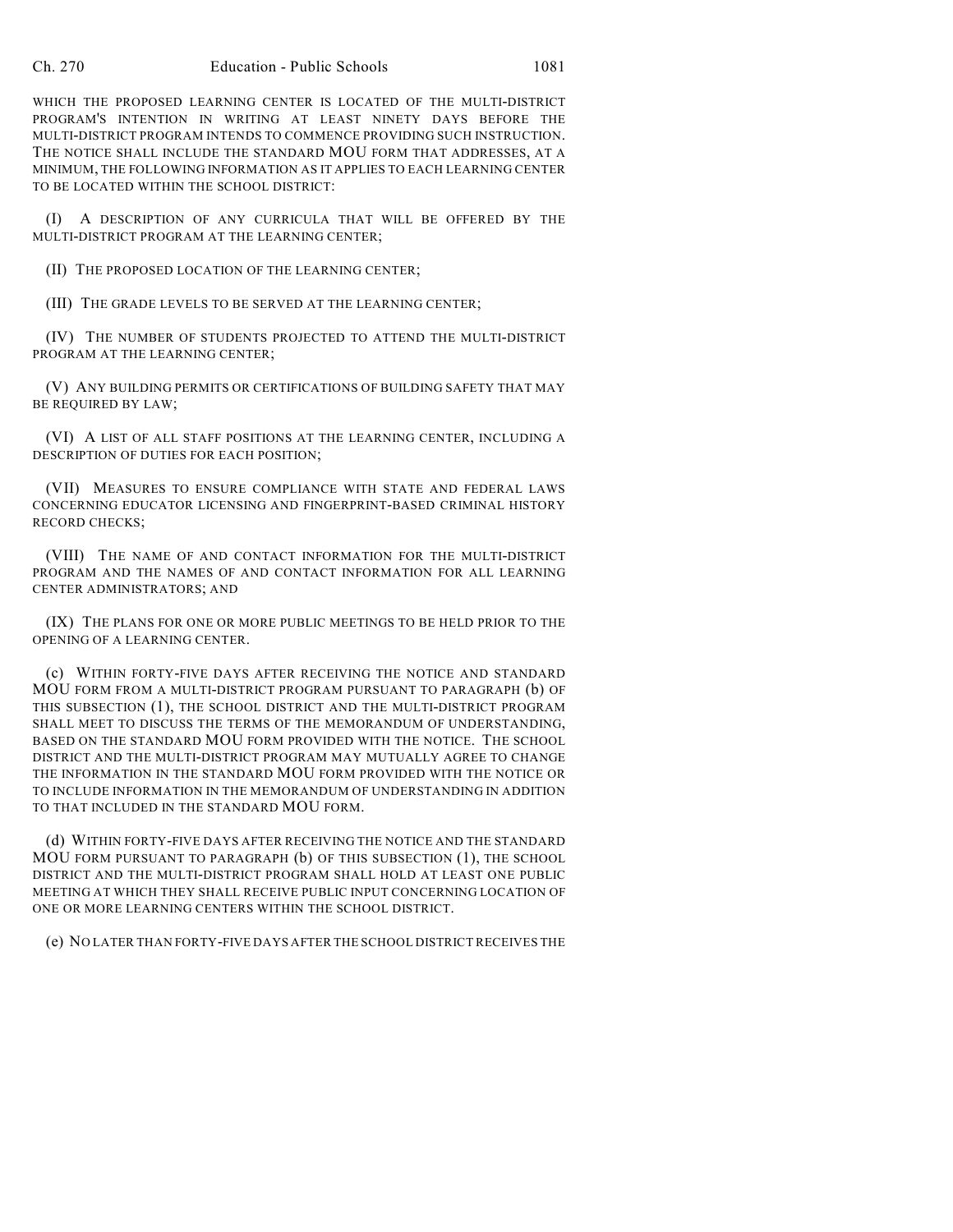WHICH THE PROPOSED LEARNING CENTER IS LOCATED OF THE MULTI-DISTRICT PROGRAM'S INTENTION IN WRITING AT LEAST NINETY DAYS BEFORE THE MULTI-DISTRICT PROGRAM INTENDS TO COMMENCE PROVIDING SUCH INSTRUCTION. THE NOTICE SHALL INCLUDE THE STANDARD MOU FORM THAT ADDRESSES, AT A MINIMUM, THE FOLLOWING INFORMATION AS IT APPLIES TO EACH LEARNING CENTER TO BE LOCATED WITHIN THE SCHOOL DISTRICT:

(I) A DESCRIPTION OF ANY CURRICULA THAT WILL BE OFFERED BY THE MULTI-DISTRICT PROGRAM AT THE LEARNING CENTER;

(II) THE PROPOSED LOCATION OF THE LEARNING CENTER;

(III) THE GRADE LEVELS TO BE SERVED AT THE LEARNING CENTER;

(IV) THE NUMBER OF STUDENTS PROJECTED TO ATTEND THE MULTI-DISTRICT PROGRAM AT THE LEARNING CENTER;

(V) ANY BUILDING PERMITS OR CERTIFICATIONS OF BUILDING SAFETY THAT MAY BE REQUIRED BY LAW;

(VI) A LIST OF ALL STAFF POSITIONS AT THE LEARNING CENTER, INCLUDING A DESCRIPTION OF DUTIES FOR EACH POSITION;

(VII) MEASURES TO ENSURE COMPLIANCE WITH STATE AND FEDERAL LAWS CONCERNING EDUCATOR LICENSING AND FINGERPRINT-BASED CRIMINAL HISTORY RECORD CHECKS;

(VIII) THE NAME OF AND CONTACT INFORMATION FOR THE MULTI-DISTRICT PROGRAM AND THE NAMES OF AND CONTACT INFORMATION FOR ALL LEARNING CENTER ADMINISTRATORS; AND

(IX) THE PLANS FOR ONE OR MORE PUBLIC MEETINGS TO BE HELD PRIOR TO THE OPENING OF A LEARNING CENTER.

(c) WITHIN FORTY-FIVE DAYS AFTER RECEIVING THE NOTICE AND STANDARD MOU FORM FROM A MULTI-DISTRICT PROGRAM PURSUANT TO PARAGRAPH (b) OF THIS SUBSECTION (1), THE SCHOOL DISTRICT AND THE MULTI-DISTRICT PROGRAM SHALL MEET TO DISCUSS THE TERMS OF THE MEMORANDUM OF UNDERSTANDING, BASED ON THE STANDARD MOU FORM PROVIDED WITH THE NOTICE. THE SCHOOL DISTRICT AND THE MULTI-DISTRICT PROGRAM MAY MUTUALLY AGREE TO CHANGE THE INFORMATION IN THE STANDARD MOU FORM PROVIDED WITH THE NOTICE OR TO INCLUDE INFORMATION IN THE MEMORANDUM OF UNDERSTANDING IN ADDITION TO THAT INCLUDED IN THE STANDARD MOU FORM.

(d) WITHIN FORTY-FIVE DAYS AFTER RECEIVING THE NOTICE AND THE STANDARD MOU FORM PURSUANT TO PARAGRAPH (b) OF THIS SUBSECTION (1), THE SCHOOL DISTRICT AND THE MULTI-DISTRICT PROGRAM SHALL HOLD AT LEAST ONE PUBLIC MEETING AT WHICH THEY SHALL RECEIVE PUBLIC INPUT CONCERNING LOCATION OF ONE OR MORE LEARNING CENTERS WITHIN THE SCHOOL DISTRICT.

(e) NO LATER THAN FORTY-FIVE DAYS AFTER THE SCHOOL DISTRICT RECEIVES THE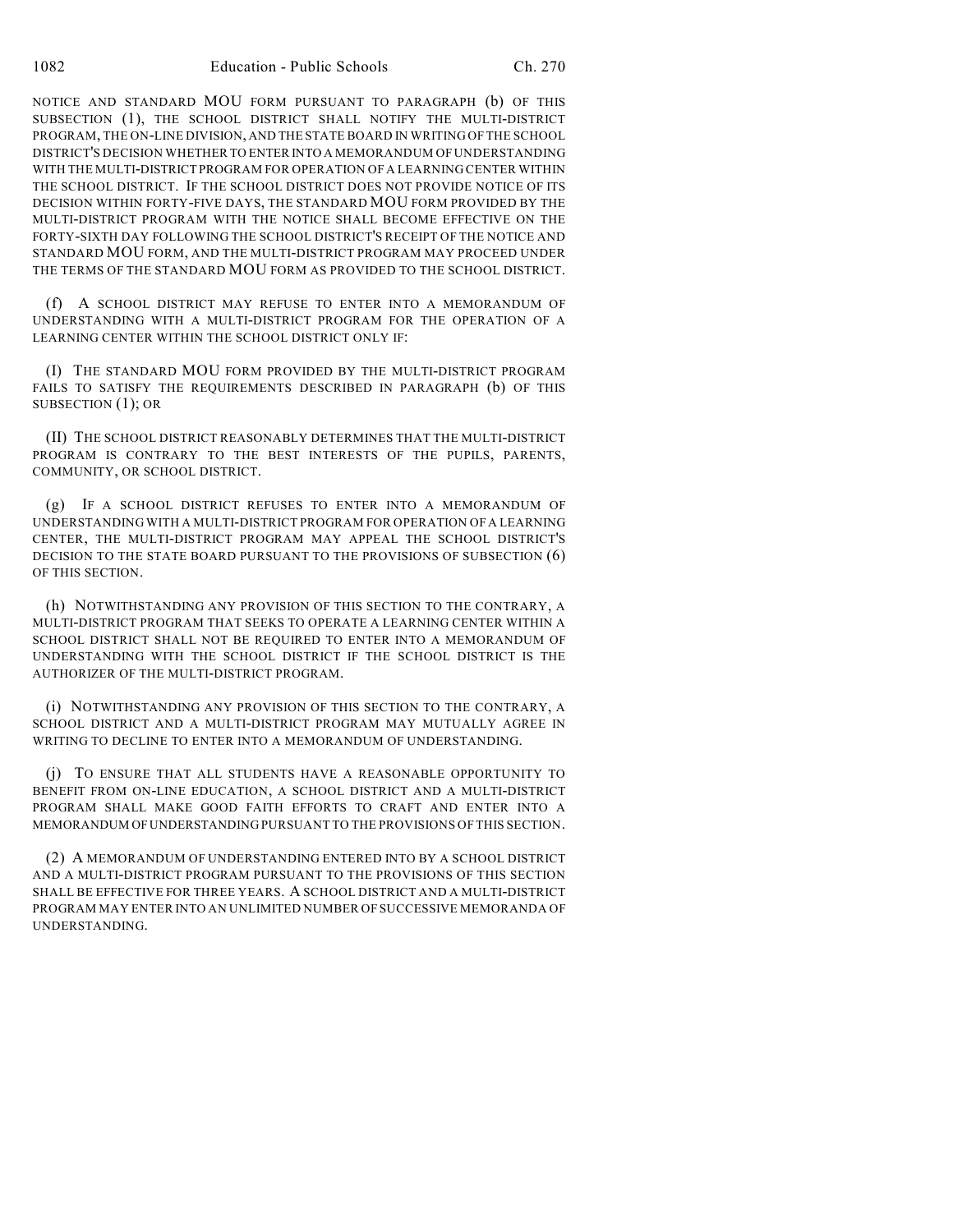NOTICE AND STANDARD MOU FORM PURSUANT TO PARAGRAPH (b) OF THIS SUBSECTION (1), THE SCHOOL DISTRICT SHALL NOTIFY THE MULTI-DISTRICT PROGRAM, THE ON-LINE DIVISION, AND THE STATE BOARD IN WRITING OF THE SCHOOL DISTRICT'S DECISION WHETHER TO ENTER INTO A MEMORANDUM OF UNDERSTANDING WITH THE MULTI-DISTRICT PROGRAM FOR OPERATION OF A LEARNING CENTER WITHIN THE SCHOOL DISTRICT. IF THE SCHOOL DISTRICT DOES NOT PROVIDE NOTICE OF ITS DECISION WITHIN FORTY-FIVE DAYS, THE STANDARD MOU FORM PROVIDED BY THE MULTI-DISTRICT PROGRAM WITH THE NOTICE SHALL BECOME EFFECTIVE ON THE FORTY-SIXTH DAY FOLLOWING THE SCHOOL DISTRICT'S RECEIPT OF THE NOTICE AND STANDARD MOU FORM, AND THE MULTI-DISTRICT PROGRAM MAY PROCEED UNDER THE TERMS OF THE STANDARD MOU FORM AS PROVIDED TO THE SCHOOL DISTRICT.

(f) A SCHOOL DISTRICT MAY REFUSE TO ENTER INTO A MEMORANDUM OF UNDERSTANDING WITH A MULTI-DISTRICT PROGRAM FOR THE OPERATION OF A LEARNING CENTER WITHIN THE SCHOOL DISTRICT ONLY IF:

(I) THE STANDARD MOU FORM PROVIDED BY THE MULTI-DISTRICT PROGRAM FAILS TO SATISFY THE REQUIREMENTS DESCRIBED IN PARAGRAPH (b) OF THIS SUBSECTION (1); OR

(II) THE SCHOOL DISTRICT REASONABLY DETERMINES THAT THE MULTI-DISTRICT PROGRAM IS CONTRARY TO THE BEST INTERESTS OF THE PUPILS, PARENTS, COMMUNITY, OR SCHOOL DISTRICT.

(g) IF A SCHOOL DISTRICT REFUSES TO ENTER INTO A MEMORANDUM OF UNDERSTANDING WITH A MULTI-DISTRICT PROGRAM FOR OPERATION OF A LEARNING CENTER, THE MULTI-DISTRICT PROGRAM MAY APPEAL THE SCHOOL DISTRICT'S DECISION TO THE STATE BOARD PURSUANT TO THE PROVISIONS OF SUBSECTION (6) OF THIS SECTION.

(h) NOTWITHSTANDING ANY PROVISION OF THIS SECTION TO THE CONTRARY, A MULTI-DISTRICT PROGRAM THAT SEEKS TO OPERATE A LEARNING CENTER WITHIN A SCHOOL DISTRICT SHALL NOT BE REQUIRED TO ENTER INTO A MEMORANDUM OF UNDERSTANDING WITH THE SCHOOL DISTRICT IF THE SCHOOL DISTRICT IS THE AUTHORIZER OF THE MULTI-DISTRICT PROGRAM.

(i) NOTWITHSTANDING ANY PROVISION OF THIS SECTION TO THE CONTRARY, A SCHOOL DISTRICT AND A MULTI-DISTRICT PROGRAM MAY MUTUALLY AGREE IN WRITING TO DECLINE TO ENTER INTO A MEMORANDUM OF UNDERSTANDING.

(j) TO ENSURE THAT ALL STUDENTS HAVE A REASONABLE OPPORTUNITY TO BENEFIT FROM ON-LINE EDUCATION, A SCHOOL DISTRICT AND A MULTI-DISTRICT PROGRAM SHALL MAKE GOOD FAITH EFFORTS TO CRAFT AND ENTER INTO A MEMORANDUM OF UNDERSTANDING PURSUANT TO THE PROVISIONS OF THIS SECTION.

(2) A MEMORANDUM OF UNDERSTANDING ENTERED INTO BY A SCHOOL DISTRICT AND A MULTI-DISTRICT PROGRAM PURSUANT TO THE PROVISIONS OF THIS SECTION SHALL BE EFFECTIVE FOR THREE YEARS. A SCHOOL DISTRICT AND A MULTI-DISTRICT PROGRAM MAY ENTER INTO AN UNLIMITED NUMBER OF SUCCESSIVE MEMORANDA OF UNDERSTANDING.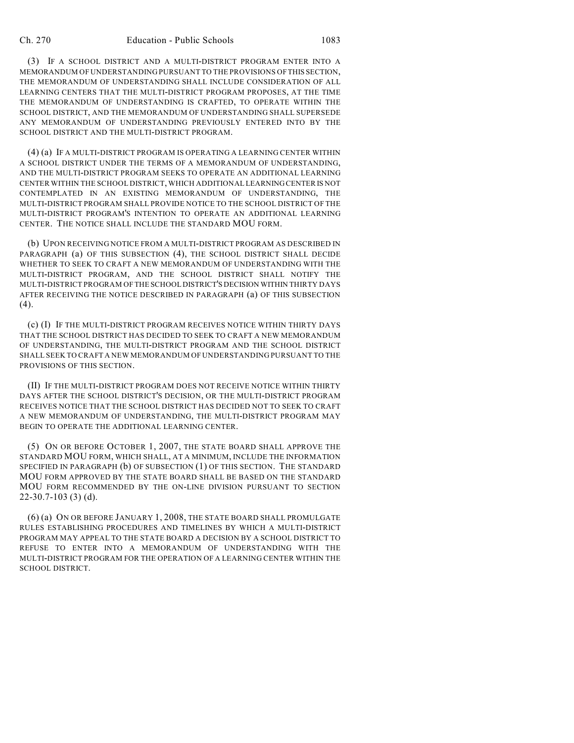(3) IF A SCHOOL DISTRICT AND A MULTI-DISTRICT PROGRAM ENTER INTO A MEMORANDUM OF UNDERSTANDING PURSUANT TO THE PROVISIONS OF THIS SECTION, THE MEMORANDUM OF UNDERSTANDING SHALL INCLUDE CONSIDERATION OF ALL LEARNING CENTERS THAT THE MULTI-DISTRICT PROGRAM PROPOSES, AT THE TIME THE MEMORANDUM OF UNDERSTANDING IS CRAFTED, TO OPERATE WITHIN THE SCHOOL DISTRICT, AND THE MEMORANDUM OF UNDERSTANDING SHALL SUPERSEDE ANY MEMORANDUM OF UNDERSTANDING PREVIOUSLY ENTERED INTO BY THE SCHOOL DISTRICT AND THE MULTI-DISTRICT PROGRAM.

(4) (a) IF A MULTI-DISTRICT PROGRAM IS OPERATING A LEARNING CENTER WITHIN A SCHOOL DISTRICT UNDER THE TERMS OF A MEMORANDUM OF UNDERSTANDING, AND THE MULTI-DISTRICT PROGRAM SEEKS TO OPERATE AN ADDITIONAL LEARNING CENTER WITHIN THE SCHOOL DISTRICT, WHICH ADDITIONAL LEARNING CENTER IS NOT CONTEMPLATED IN AN EXISTING MEMORANDUM OF UNDERSTANDING, THE MULTI-DISTRICT PROGRAM SHALL PROVIDE NOTICE TO THE SCHOOL DISTRICT OF THE MULTI-DISTRICT PROGRAM'S INTENTION TO OPERATE AN ADDITIONAL LEARNING CENTER. THE NOTICE SHALL INCLUDE THE STANDARD MOU FORM.

(b) UPON RECEIVING NOTICE FROM A MULTI-DISTRICT PROGRAM AS DESCRIBED IN PARAGRAPH (a) OF THIS SUBSECTION (4), THE SCHOOL DISTRICT SHALL DECIDE WHETHER TO SEEK TO CRAFT A NEW MEMORANDUM OF UNDERSTANDING WITH THE MULTI-DISTRICT PROGRAM, AND THE SCHOOL DISTRICT SHALL NOTIFY THE MULTI-DISTRICT PROGRAM OF THE SCHOOL DISTRICT'S DECISION WITHIN THIRTY DAYS AFTER RECEIVING THE NOTICE DESCRIBED IN PARAGRAPH (a) OF THIS SUBSECTION (4).

(c) (I) IF THE MULTI-DISTRICT PROGRAM RECEIVES NOTICE WITHIN THIRTY DAYS THAT THE SCHOOL DISTRICT HAS DECIDED TO SEEK TO CRAFT A NEW MEMORANDUM OF UNDERSTANDING, THE MULTI-DISTRICT PROGRAM AND THE SCHOOL DISTRICT SHALL SEEK TO CRAFT A NEW MEMORANDUM OF UNDERSTANDING PURSUANT TO THE PROVISIONS OF THIS SECTION.

(II) IF THE MULTI-DISTRICT PROGRAM DOES NOT RECEIVE NOTICE WITHIN THIRTY DAYS AFTER THE SCHOOL DISTRICT'S DECISION, OR THE MULTI-DISTRICT PROGRAM RECEIVES NOTICE THAT THE SCHOOL DISTRICT HAS DECIDED NOT TO SEEK TO CRAFT A NEW MEMORANDUM OF UNDERSTANDING, THE MULTI-DISTRICT PROGRAM MAY BEGIN TO OPERATE THE ADDITIONAL LEARNING CENTER.

(5) ON OR BEFORE OCTOBER 1, 2007, THE STATE BOARD SHALL APPROVE THE STANDARD MOU FORM, WHICH SHALL, AT A MINIMUM, INCLUDE THE INFORMATION SPECIFIED IN PARAGRAPH (b) OF SUBSECTION (1) OF THIS SECTION. THE STANDARD MOU FORM APPROVED BY THE STATE BOARD SHALL BE BASED ON THE STANDARD MOU FORM RECOMMENDED BY THE ON-LINE DIVISION PURSUANT TO SECTION 22-30.7-103 (3) (d).

(6) (a) ON OR BEFORE JANUARY 1, 2008, THE STATE BOARD SHALL PROMULGATE RULES ESTABLISHING PROCEDURES AND TIMELINES BY WHICH A MULTI-DISTRICT PROGRAM MAY APPEAL TO THE STATE BOARD A DECISION BY A SCHOOL DISTRICT TO REFUSE TO ENTER INTO A MEMORANDUM OF UNDERSTANDING WITH THE MULTI-DISTRICT PROGRAM FOR THE OPERATION OF A LEARNING CENTER WITHIN THE SCHOOL DISTRICT.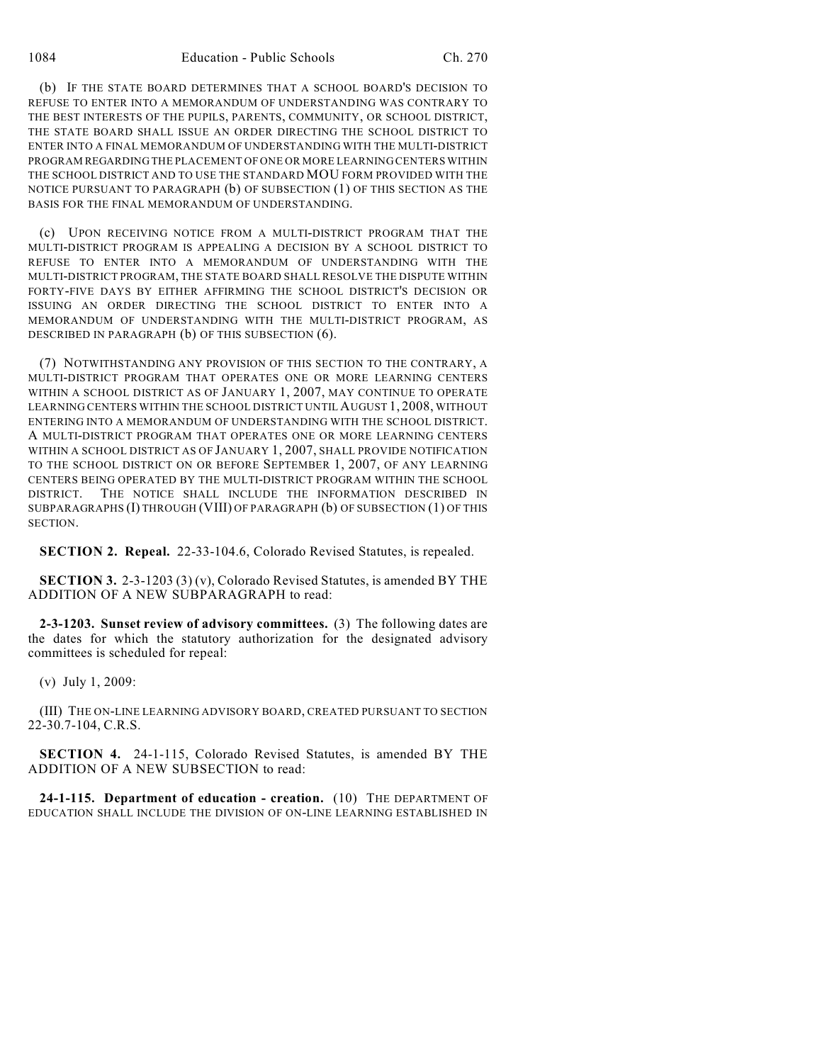(b) IF THE STATE BOARD DETERMINES THAT A SCHOOL BOARD'S DECISION TO REFUSE TO ENTER INTO A MEMORANDUM OF UNDERSTANDING WAS CONTRARY TO THE BEST INTERESTS OF THE PUPILS, PARENTS, COMMUNITY, OR SCHOOL DISTRICT, THE STATE BOARD SHALL ISSUE AN ORDER DIRECTING THE SCHOOL DISTRICT TO ENTER INTO A FINAL MEMORANDUM OF UNDERSTANDING WITH THE MULTI-DISTRICT PROGRAM REGARDING THE PLACEMENT OF ONE OR MORE LEARNING CENTERS WITHIN THE SCHOOL DISTRICT AND TO USE THE STANDARD MOU FORM PROVIDED WITH THE NOTICE PURSUANT TO PARAGRAPH (b) OF SUBSECTION (1) OF THIS SECTION AS THE BASIS FOR THE FINAL MEMORANDUM OF UNDERSTANDING.

(c) UPON RECEIVING NOTICE FROM A MULTI-DISTRICT PROGRAM THAT THE MULTI-DISTRICT PROGRAM IS APPEALING A DECISION BY A SCHOOL DISTRICT TO REFUSE TO ENTER INTO A MEMORANDUM OF UNDERSTANDING WITH THE MULTI-DISTRICT PROGRAM, THE STATE BOARD SHALL RESOLVE THE DISPUTE WITHIN FORTY-FIVE DAYS BY EITHER AFFIRMING THE SCHOOL DISTRICT'S DECISION OR ISSUING AN ORDER DIRECTING THE SCHOOL DISTRICT TO ENTER INTO A MEMORANDUM OF UNDERSTANDING WITH THE MULTI-DISTRICT PROGRAM, AS DESCRIBED IN PARAGRAPH (b) OF THIS SUBSECTION (6).

(7) NOTWITHSTANDING ANY PROVISION OF THIS SECTION TO THE CONTRARY, A MULTI-DISTRICT PROGRAM THAT OPERATES ONE OR MORE LEARNING CENTERS WITHIN A SCHOOL DISTRICT AS OF JANUARY 1, 2007, MAY CONTINUE TO OPERATE LEARNING CENTERS WITHIN THE SCHOOL DISTRICT UNTIL AUGUST 1, 2008, WITHOUT ENTERING INTO A MEMORANDUM OF UNDERSTANDING WITH THE SCHOOL DISTRICT. A MULTI-DISTRICT PROGRAM THAT OPERATES ONE OR MORE LEARNING CENTERS WITHIN A SCHOOL DISTRICT AS OF JANUARY 1, 2007, SHALL PROVIDE NOTIFICATION TO THE SCHOOL DISTRICT ON OR BEFORE SEPTEMBER 1, 2007, OF ANY LEARNING CENTERS BEING OPERATED BY THE MULTI-DISTRICT PROGRAM WITHIN THE SCHOOL DISTRICT. THE NOTICE SHALL INCLUDE THE INFORMATION DESCRIBED IN SUBPARAGRAPHS (I) THROUGH (VIII) OF PARAGRAPH (b) OF SUBSECTION (1) OF THIS SECTION.

**SECTION 2. Repeal.** 22-33-104.6, Colorado Revised Statutes, is repealed.

**SECTION 3.** 2-3-1203 (3) (v), Colorado Revised Statutes, is amended BY THE ADDITION OF A NEW SUBPARAGRAPH to read:

**2-3-1203. Sunset review of advisory committees.** (3) The following dates are the dates for which the statutory authorization for the designated advisory committees is scheduled for repeal:

(v) July 1, 2009:

(III) THE ON-LINE LEARNING ADVISORY BOARD, CREATED PURSUANT TO SECTION 22-30.7-104, C.R.S.

**SECTION 4.** 24-1-115, Colorado Revised Statutes, is amended BY THE ADDITION OF A NEW SUBSECTION to read:

**24-1-115. Department of education - creation.** (10) THE DEPARTMENT OF EDUCATION SHALL INCLUDE THE DIVISION OF ON-LINE LEARNING ESTABLISHED IN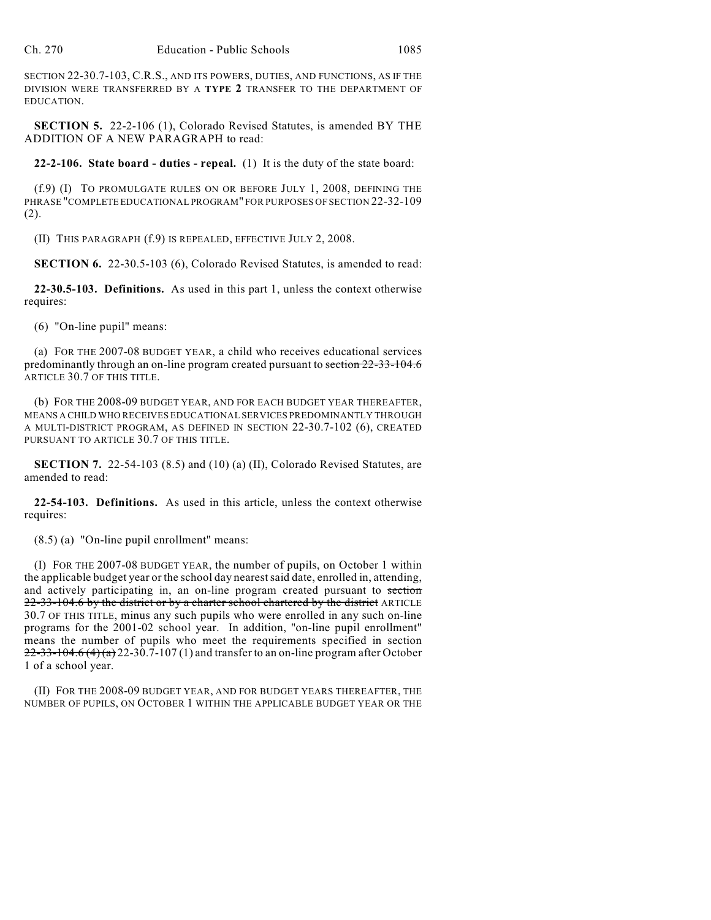SECTION 22-30.7-103, C.R.S., AND ITS POWERS, DUTIES, AND FUNCTIONS, AS IF THE DIVISION WERE TRANSFERRED BY A **TYPE 2** TRANSFER TO THE DEPARTMENT OF EDUCATION.

**SECTION 5.** 22-2-106 (1), Colorado Revised Statutes, is amended BY THE ADDITION OF A NEW PARAGRAPH to read:

**22-2-106. State board - duties - repeal.** (1) It is the duty of the state board:

(f.9) (I) TO PROMULGATE RULES ON OR BEFORE JULY 1, 2008, DEFINING THE PHRASE "COMPLETE EDUCATIONAL PROGRAM" FOR PURPOSES OF SECTION 22-32-109 (2).

(II) THIS PARAGRAPH (f.9) IS REPEALED, EFFECTIVE JULY 2, 2008.

**SECTION 6.** 22-30.5-103 (6), Colorado Revised Statutes, is amended to read:

**22-30.5-103. Definitions.** As used in this part 1, unless the context otherwise requires:

(6) "On-line pupil" means:

(a) FOR THE 2007-08 BUDGET YEAR, a child who receives educational services predominantly through an on-line program created pursuant to ~~section 22-33-104.6~~ ARTICLE 30.7 OF THIS TITLE.

(b) FOR THE 2008-09 BUDGET YEAR, AND FOR EACH BUDGET YEAR THEREAFTER, MEANS A CHILD WHO RECEIVES EDUCATIONAL SERVICES PREDOMINANTLY THROUGH A MULTI-DISTRICT PROGRAM, AS DEFINED IN SECTION 22-30.7-102 (6), CREATED PURSUANT TO ARTICLE 30.7 OF THIS TITLE.

**SECTION 7.** 22-54-103 (8.5) and (10) (a) (II), Colorado Revised Statutes, are amended to read:

**22-54-103. Definitions.** As used in this article, unless the context otherwise requires:

(8.5) (a) "On-line pupil enrollment" means:

(I) FOR THE 2007-08 BUDGET YEAR, the number of pupils, on October 1 within the applicable budget year or the school day nearest said date, enrolled in, attending, and actively participating in, an on-line program created pursuant to ~~section 22-33-104.6 by the district or by a charter school chartered by the district~~ ARTICLE 30.7 OF THIS TITLE, minus any such pupils who were enrolled in any such on-line programs for the 2001-02 school year. In addition, "on-line pupil enrollment" means the number of pupils who meet the requirements specified in section ~~22-33-104.6 (4) (a)~~ 22-30.7-107 (1) and transfer to an on-line program after October 1 of a school year.

(II) FOR THE 2008-09 BUDGET YEAR, AND FOR BUDGET YEARS THEREAFTER, THE NUMBER OF PUPILS, ON OCTOBER 1 WITHIN THE APPLICABLE BUDGET YEAR OR THE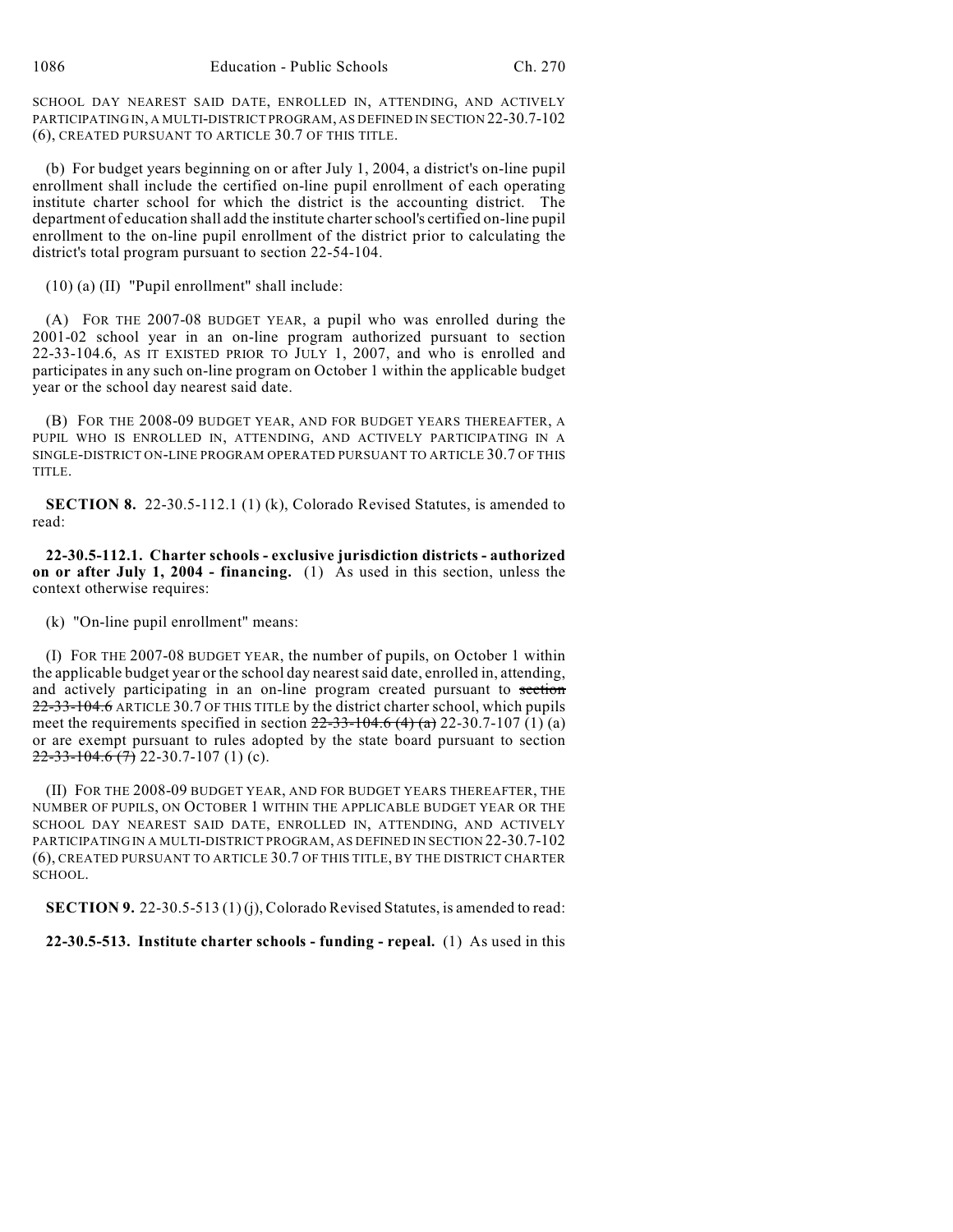SCHOOL DAY NEAREST SAID DATE, ENROLLED IN, ATTENDING, AND ACTIVELY PARTICIPATING IN, A MULTI-DISTRICT PROGRAM, AS DEFINED IN SECTION 22-30.7-102 (6), CREATED PURSUANT TO ARTICLE 30.7 OF THIS TITLE.

(b) For budget years beginning on or after July 1, 2004, a district's on-line pupil enrollment shall include the certified on-line pupil enrollment of each operating institute charter school for which the district is the accounting district. The department of education shall add the institute charter school's certified on-line pupil enrollment to the on-line pupil enrollment of the district prior to calculating the district's total program pursuant to section 22-54-104.

(10) (a) (II) "Pupil enrollment" shall include:

(A) FOR THE 2007-08 BUDGET YEAR, a pupil who was enrolled during the 2001-02 school year in an on-line program authorized pursuant to section 22-33-104.6, AS IT EXISTED PRIOR TO JULY 1, 2007, and who is enrolled and participates in any such on-line program on October 1 within the applicable budget year or the school day nearest said date.

(B) FOR THE 2008-09 BUDGET YEAR, AND FOR BUDGET YEARS THEREAFTER, A PUPIL WHO IS ENROLLED IN, ATTENDING, AND ACTIVELY PARTICIPATING IN A SINGLE-DISTRICT ON-LINE PROGRAM OPERATED PURSUANT TO ARTICLE 30.7 OF THIS TITLE.

**SECTION 8.** 22-30.5-112.1 (1) (k), Colorado Revised Statutes, is amended to read:

**22-30.5-112.1. Charter schools - exclusive jurisdiction districts - authorized on or after July 1, 2004 - financing.** (1) As used in this section, unless the context otherwise requires:

(k) "On-line pupil enrollment" means:

(I) FOR THE 2007-08 BUDGET YEAR, the number of pupils, on October 1 within the applicable budget year or the school day nearest said date, enrolled in, attending, and actively participating in an on-line program created pursuant to ~~section 22-33-104.6~~ ARTICLE 30.7 OF THIS TITLE by the district charter school, which pupils meet the requirements specified in section ~~22-33-104.6 (4) (a)~~ 22-30.7-107 (1) (a) or are exempt pursuant to rules adopted by the state board pursuant to section ~~22-33-104.6 (7)~~ 22-30.7-107 (1) (c).

(II) FOR THE 2008-09 BUDGET YEAR, AND FOR BUDGET YEARS THEREAFTER, THE NUMBER OF PUPILS, ON OCTOBER 1 WITHIN THE APPLICABLE BUDGET YEAR OR THE SCHOOL DAY NEAREST SAID DATE, ENROLLED IN, ATTENDING, AND ACTIVELY PARTICIPATING IN A MULTI-DISTRICT PROGRAM, AS DEFINED IN SECTION 22-30.7-102 (6), CREATED PURSUANT TO ARTICLE 30.7 OF THIS TITLE, BY THE DISTRICT CHARTER SCHOOL.

**SECTION 9.** 22-30.5-513 (1) (j), Colorado Revised Statutes, is amended to read:

**22-30.5-513. Institute charter schools - funding - repeal.** (1) As used in this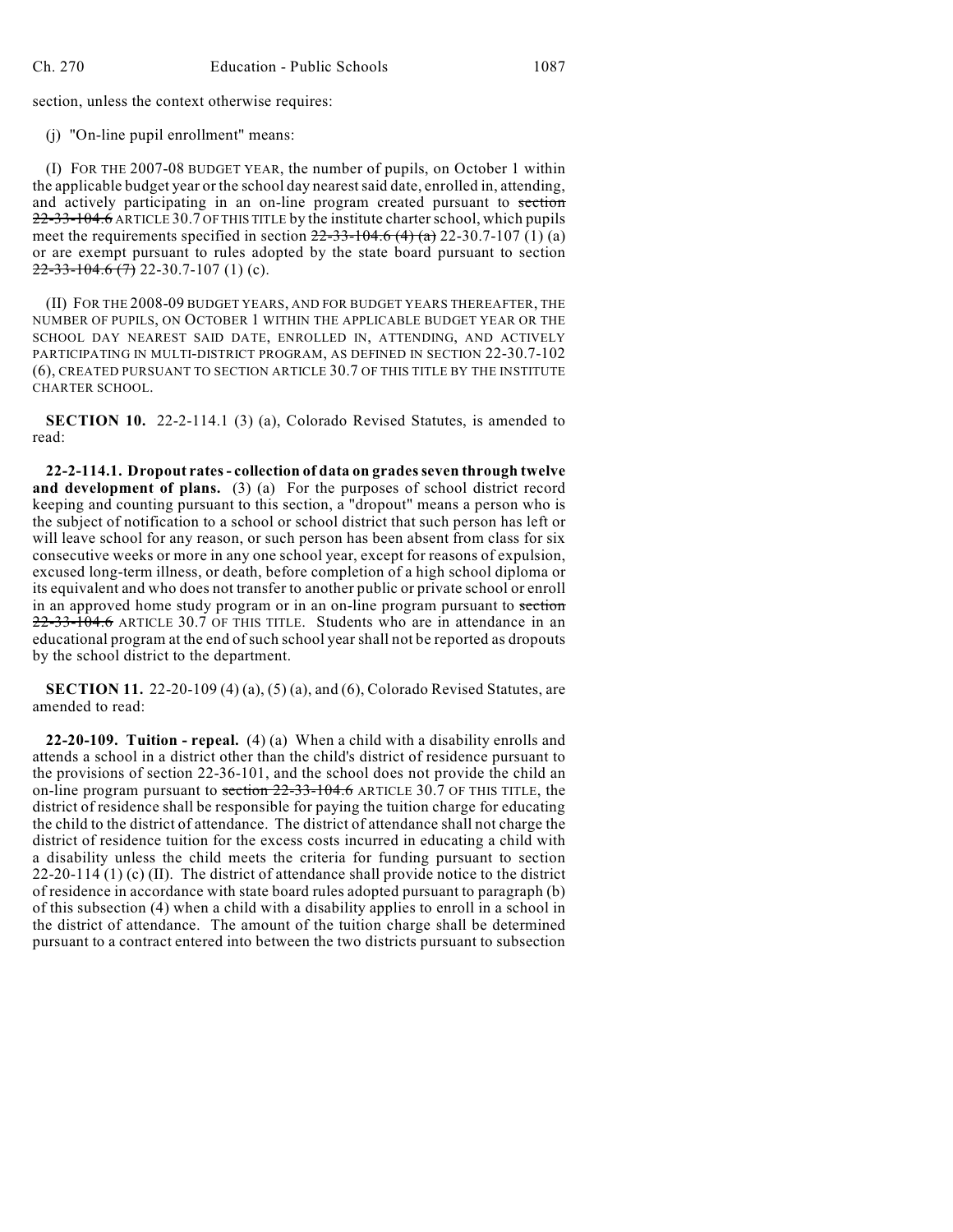section, unless the context otherwise requires:

(j) "On-line pupil enrollment" means:

(I) FOR THE 2007-08 BUDGET YEAR, the number of pupils, on October 1 within the applicable budget year or the school day nearest said date, enrolled in, attending, and actively participating in an on-line program created pursuant to ~~section 22-33-104.6~~ ARTICLE 30.7 OF THIS TITLE by the institute charter school, which pupils meet the requirements specified in section ~~22-33-104.6 (4) (a)~~ 22-30.7-107 (1) (a) or are exempt pursuant to rules adopted by the state board pursuant to section ~~22-33-104.6 (7)~~ 22-30.7-107 (1) (c).

(II) FOR THE 2008-09 BUDGET YEARS, AND FOR BUDGET YEARS THEREAFTER, THE NUMBER OF PUPILS, ON OCTOBER 1 WITHIN THE APPLICABLE BUDGET YEAR OR THE SCHOOL DAY NEAREST SAID DATE, ENROLLED IN, ATTENDING, AND ACTIVELY PARTICIPATING IN MULTI-DISTRICT PROGRAM, AS DEFINED IN SECTION 22-30.7-102 (6), CREATED PURSUANT TO SECTION ARTICLE 30.7 OF THIS TITLE BY THE INSTITUTE CHARTER SCHOOL.

**SECTION 10.** 22-2-114.1 (3) (a), Colorado Revised Statutes, is amended to read:

**22-2-114.1. Dropout rates - collection of data on grades seven through twelve and development of plans.** (3) (a) For the purposes of school district record keeping and counting pursuant to this section, a "dropout" means a person who is the subject of notification to a school or school district that such person has left or will leave school for any reason, or such person has been absent from class for six consecutive weeks or more in any one school year, except for reasons of expulsion, excused long-term illness, or death, before completion of a high school diploma or its equivalent and who does not transfer to another public or private school or enroll in an approved home study program or in an on-line program pursuant to ~~section 22-33-104.6~~ ARTICLE 30.7 OF THIS TITLE. Students who are in attendance in an educational program at the end of such school year shall not be reported as dropouts by the school district to the department.

**SECTION 11.** 22-20-109 (4) (a), (5) (a), and (6), Colorado Revised Statutes, are amended to read:

**22-20-109. Tuition - repeal.** (4) (a) When a child with a disability enrolls and attends a school in a district other than the child's district of residence pursuant to the provisions of section 22-36-101, and the school does not provide the child an on-line program pursuant to ~~section 22-33-104.6~~ ARTICLE 30.7 OF THIS TITLE, the district of residence shall be responsible for paying the tuition charge for educating the child to the district of attendance. The district of attendance shall not charge the district of residence tuition for the excess costs incurred in educating a child with a disability unless the child meets the criteria for funding pursuant to section 22-20-114 (1) (c) (II). The district of attendance shall provide notice to the district of residence in accordance with state board rules adopted pursuant to paragraph (b) of this subsection (4) when a child with a disability applies to enroll in a school in the district of attendance. The amount of the tuition charge shall be determined pursuant to a contract entered into between the two districts pursuant to subsection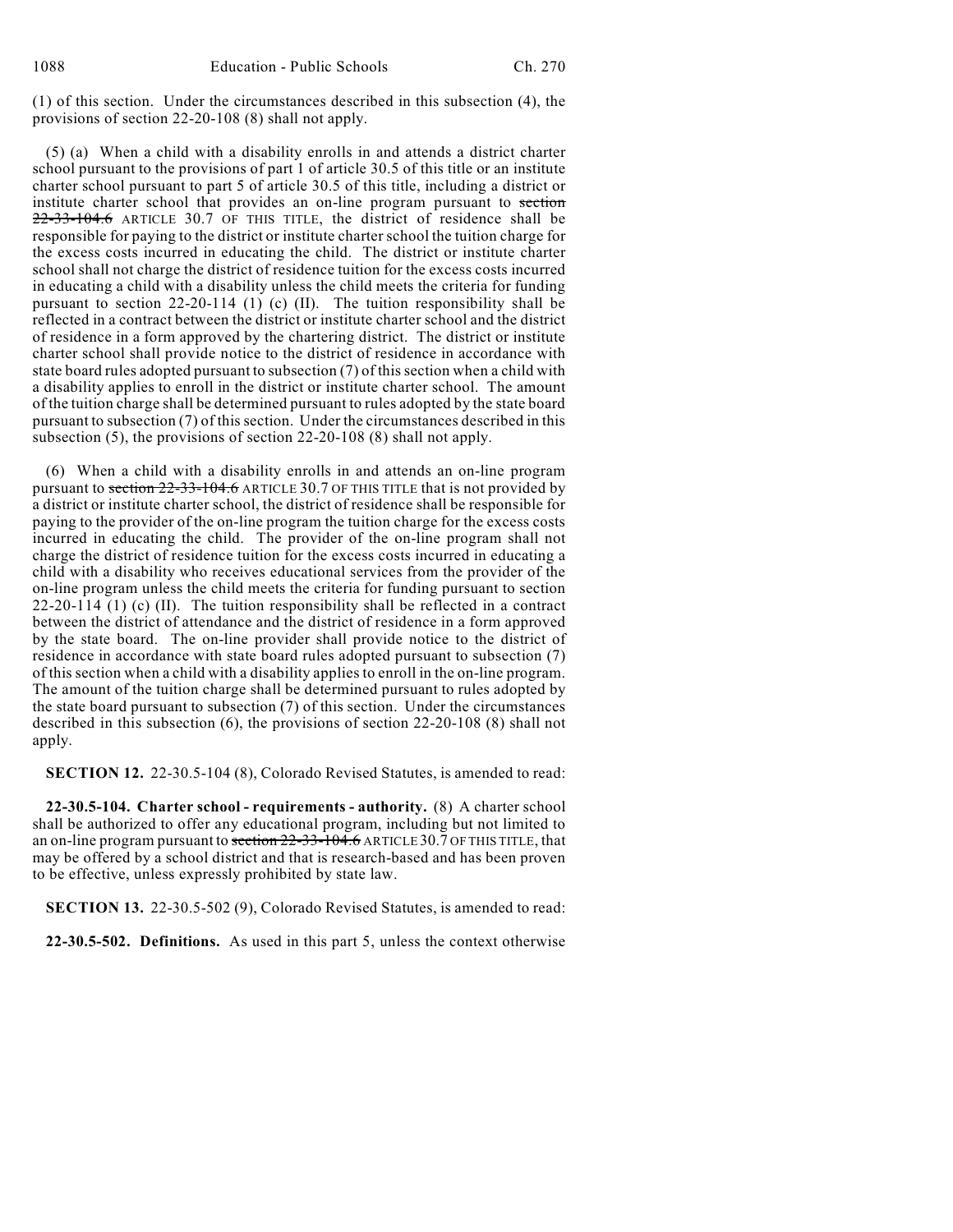(1) of this section. Under the circumstances described in this subsection (4), the provisions of section 22-20-108 (8) shall not apply.

(5) (a) When a child with a disability enrolls in and attends a district charter school pursuant to the provisions of part 1 of article 30.5 of this title or an institute charter school pursuant to part 5 of article 30.5 of this title, including a district or institute charter school that provides an on-line program pursuant to ~~section 22-33-104.6~~ ARTICLE 30.7 OF THIS TITLE, the district of residence shall be responsible for paying to the district or institute charter school the tuition charge for the excess costs incurred in educating the child. The district or institute charter school shall not charge the district of residence tuition for the excess costs incurred in educating a child with a disability unless the child meets the criteria for funding pursuant to section 22-20-114 (1) (c) (II). The tuition responsibility shall be reflected in a contract between the district or institute charter school and the district of residence in a form approved by the chartering district. The district or institute charter school shall provide notice to the district of residence in accordance with state board rules adopted pursuant to subsection (7) of this section when a child with a disability applies to enroll in the district or institute charter school. The amount of the tuition charge shall be determined pursuant to rules adopted by the state board pursuant to subsection (7) of this section. Under the circumstances described in this subsection (5), the provisions of section 22-20-108 (8) shall not apply.

(6) When a child with a disability enrolls in and attends an on-line program pursuant to ~~section 22-33-104.6~~ ARTICLE 30.7 OF THIS TITLE that is not provided by a district or institute charter school, the district of residence shall be responsible for paying to the provider of the on-line program the tuition charge for the excess costs incurred in educating the child. The provider of the on-line program shall not charge the district of residence tuition for the excess costs incurred in educating a child with a disability who receives educational services from the provider of the on-line program unless the child meets the criteria for funding pursuant to section 22-20-114 (1) (c) (II). The tuition responsibility shall be reflected in a contract between the district of attendance and the district of residence in a form approved by the state board. The on-line provider shall provide notice to the district of residence in accordance with state board rules adopted pursuant to subsection (7) of this section when a child with a disability applies to enroll in the on-line program. The amount of the tuition charge shall be determined pursuant to rules adopted by the state board pursuant to subsection (7) of this section. Under the circumstances described in this subsection (6), the provisions of section 22-20-108 (8) shall not apply.

**SECTION 12.** 22-30.5-104 (8), Colorado Revised Statutes, is amended to read:

**22-30.5-104. Charter school - requirements - authority.** (8) A charter school shall be authorized to offer any educational program, including but not limited to an on-line program pursuant to ~~section 22-33-104.6~~ ARTICLE 30.7 OF THIS TITLE, that may be offered by a school district and that is research-based and has been proven to be effective, unless expressly prohibited by state law.

**SECTION 13.** 22-30.5-502 (9), Colorado Revised Statutes, is amended to read:

**22-30.5-502. Definitions.** As used in this part 5, unless the context otherwise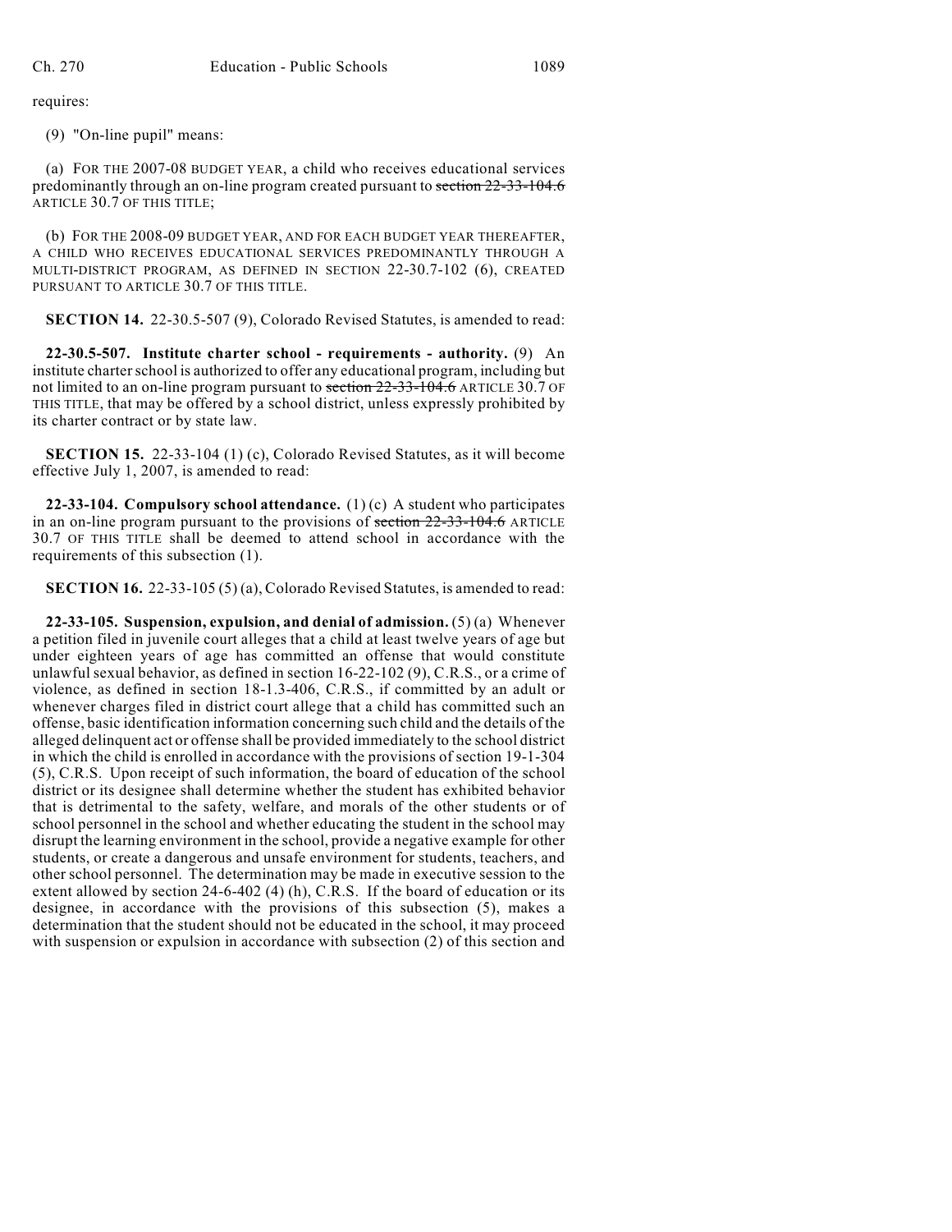requires:

(9) "On-line pupil" means:

(a) FOR THE 2007-08 BUDGET YEAR, a child who receives educational services predominantly through an on-line program created pursuant to ~~section 22-33-104.6~~ ARTICLE 30.7 OF THIS TITLE;

(b) FOR THE 2008-09 BUDGET YEAR, AND FOR EACH BUDGET YEAR THEREAFTER, A CHILD WHO RECEIVES EDUCATIONAL SERVICES PREDOMINANTLY THROUGH A MULTI-DISTRICT PROGRAM, AS DEFINED IN SECTION 22-30.7-102 (6), CREATED PURSUANT TO ARTICLE 30.7 OF THIS TITLE.

**SECTION 14.** 22-30.5-507 (9), Colorado Revised Statutes, is amended to read:

**22-30.5-507. Institute charter school - requirements - authority.** (9) An institute charter school is authorized to offer any educational program, including but not limited to an on-line program pursuant to ~~section 22-33-104.6~~ ARTICLE 30.7 OF THIS TITLE, that may be offered by a school district, unless expressly prohibited by its charter contract or by state law.

**SECTION 15.** 22-33-104 (1) (c), Colorado Revised Statutes, as it will become effective July 1, 2007, is amended to read:

**22-33-104. Compulsory school attendance.** (1) (c) A student who participates in an on-line program pursuant to the provisions of ~~section 22-33-104.6~~ ARTICLE 30.7 OF THIS TITLE shall be deemed to attend school in accordance with the requirements of this subsection (1).

**SECTION 16.** 22-33-105 (5) (a), Colorado Revised Statutes, is amended to read:

**22-33-105. Suspension, expulsion, and denial of admission.** (5) (a) Whenever a petition filed in juvenile court alleges that a child at least twelve years of age but under eighteen years of age has committed an offense that would constitute unlawful sexual behavior, as defined in section 16-22-102 (9), C.R.S., or a crime of violence, as defined in section 18-1.3-406, C.R.S., if committed by an adult or whenever charges filed in district court allege that a child has committed such an offense, basic identification information concerning such child and the details of the alleged delinquent act or offense shall be provided immediately to the school district in which the child is enrolled in accordance with the provisions of section 19-1-304 (5), C.R.S. Upon receipt of such information, the board of education of the school district or its designee shall determine whether the student has exhibited behavior that is detrimental to the safety, welfare, and morals of the other students or of school personnel in the school and whether educating the student in the school may disrupt the learning environment in the school, provide a negative example for other students, or create a dangerous and unsafe environment for students, teachers, and other school personnel. The determination may be made in executive session to the extent allowed by section 24-6-402 (4) (h), C.R.S. If the board of education or its designee, in accordance with the provisions of this subsection (5), makes a determination that the student should not be educated in the school, it may proceed with suspension or expulsion in accordance with subsection (2) of this section and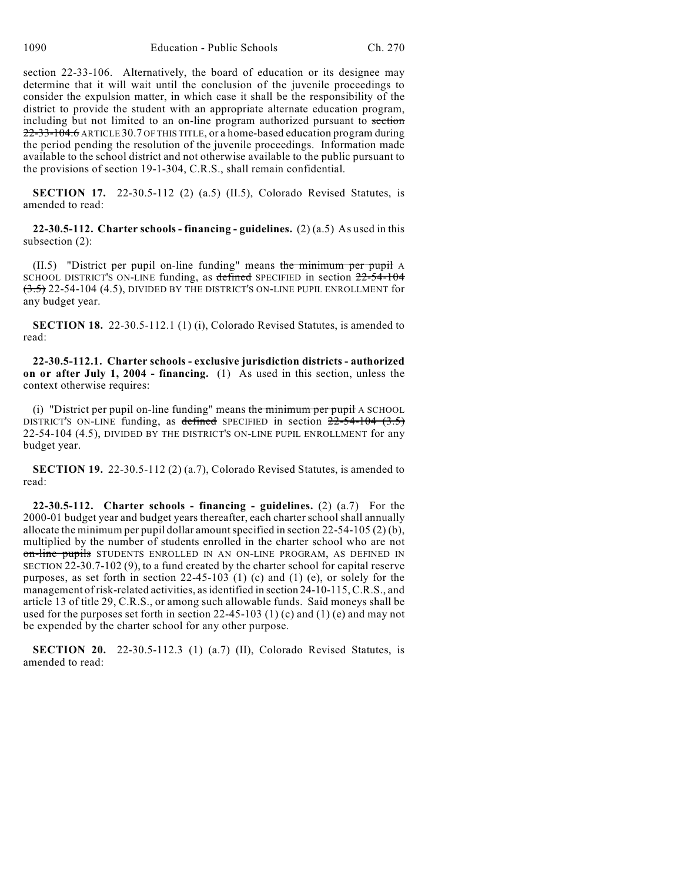section 22-33-106. Alternatively, the board of education or its designee may determine that it will wait until the conclusion of the juvenile proceedings to consider the expulsion matter, in which case it shall be the responsibility of the district to provide the student with an appropriate alternate education program, including but not limited to an on-line program authorized pursuant to ~~section 22-33-104.6~~ ARTICLE 30.7 OF THIS TITLE, or a home-based education program during the period pending the resolution of the juvenile proceedings. Information made available to the school district and not otherwise available to the public pursuant to the provisions of section 19-1-304, C.R.S., shall remain confidential.

**SECTION 17.** 22-30.5-112 (2) (a.5) (II.5), Colorado Revised Statutes, is amended to read:

**22-30.5-112. Charter schools - financing - guidelines.** (2) (a.5) As used in this subsection (2):

(II.5) "District per pupil on-line funding" means ~~the minimum per pupil~~ A SCHOOL DISTRICT'S ON-LINE funding, as ~~defined~~ SPECIFIED in section ~~22-54-104 (3.5)~~ 22-54-104 (4.5), DIVIDED BY THE DISTRICT'S ON-LINE PUPIL ENROLLMENT for any budget year.

**SECTION 18.** 22-30.5-112.1 (1) (i), Colorado Revised Statutes, is amended to read:

**22-30.5-112.1. Charter schools - exclusive jurisdiction districts - authorized on or after July 1, 2004 - financing.** (1) As used in this section, unless the context otherwise requires:

(i) "District per pupil on-line funding" means ~~the minimum per pupil~~ A SCHOOL DISTRICT'S ON-LINE funding, as ~~defined~~ SPECIFIED in section ~~22-54-104 (3.5)~~ 22-54-104 (4.5), DIVIDED BY THE DISTRICT'S ON-LINE PUPIL ENROLLMENT for any budget year.

**SECTION 19.** 22-30.5-112 (2) (a.7), Colorado Revised Statutes, is amended to read:

**22-30.5-112. Charter schools - financing - guidelines.** (2) (a.7) For the 2000-01 budget year and budget years thereafter, each charter school shall annually allocate the minimum per pupil dollar amount specified in section 22-54-105 (2) (b), multiplied by the number of students enrolled in the charter school who are not ~~on-line pupils~~ STUDENTS ENROLLED IN AN ON-LINE PROGRAM, AS DEFINED IN SECTION 22-30.7-102 (9), to a fund created by the charter school for capital reserve purposes, as set forth in section 22-45-103 (1) (c) and (1) (e), or solely for the management of risk-related activities, as identified in section 24-10-115, C.R.S., and article 13 of title 29, C.R.S., or among such allowable funds. Said moneys shall be used for the purposes set forth in section 22-45-103 (1) (c) and (1) (e) and may not be expended by the charter school for any other purpose.

**SECTION 20.** 22-30.5-112.3 (1) (a.7) (II), Colorado Revised Statutes, is amended to read: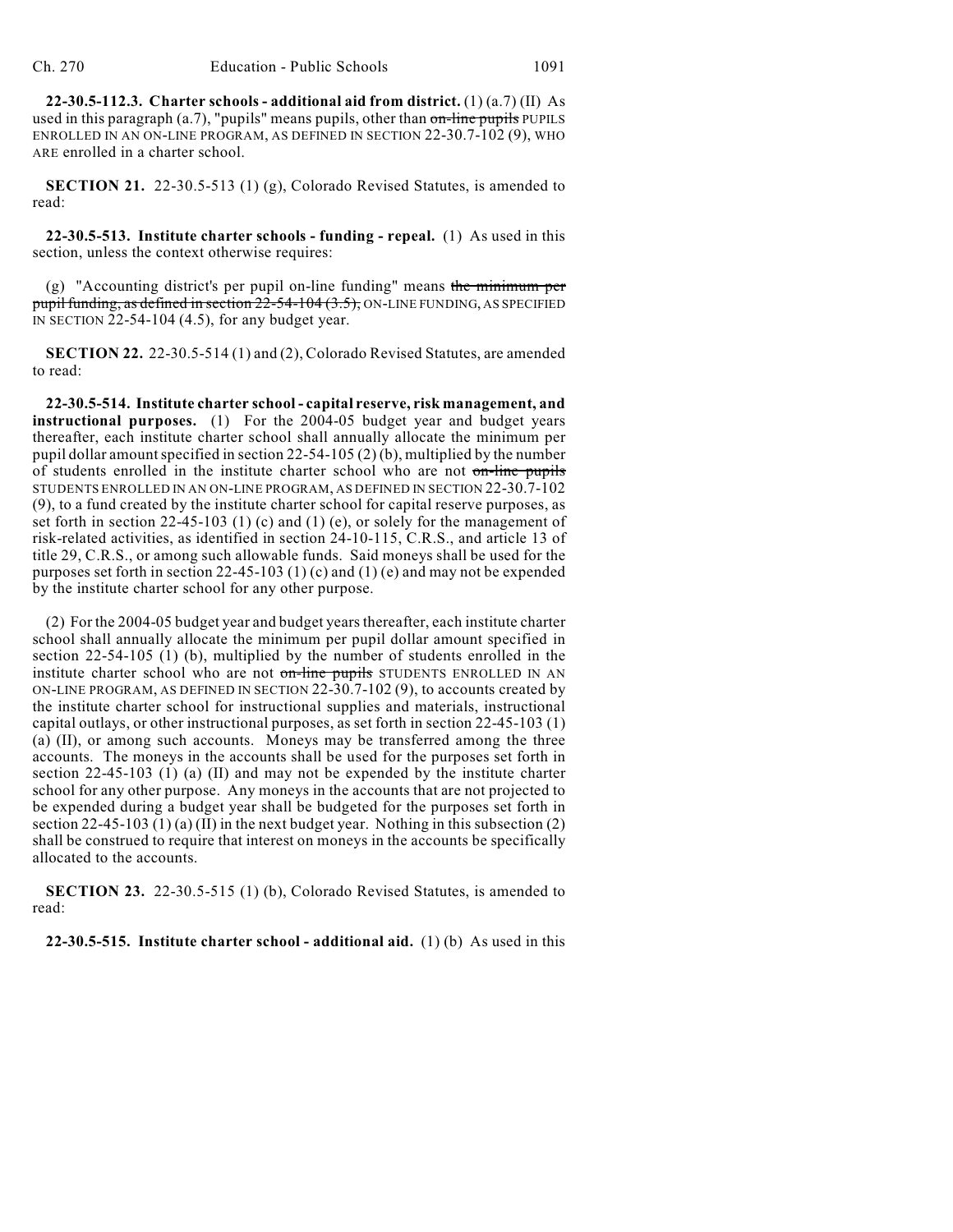**22-30.5-112.3. Charter schools - additional aid from district.** (1) (a.7) (II) As used in this paragraph (a.7), "pupils" means pupils, other than ~~on-line pupils~~ PUPILS ENROLLED IN AN ON-LINE PROGRAM, AS DEFINED IN SECTION 22-30.7-102 (9), WHO ARE enrolled in a charter school.

**SECTION 21.** 22-30.5-513 (1) (g), Colorado Revised Statutes, is amended to read:

**22-30.5-513. Institute charter schools - funding - repeal.** (1) As used in this section, unless the context otherwise requires:

(g) "Accounting district's per pupil on-line funding" means ~~the minimum per pupil funding, as defined in section 22-54-104 (3.5),~~ ON-LINE FUNDING, AS SPECIFIED IN SECTION 22-54-104 (4.5), for any budget year.

**SECTION 22.** 22-30.5-514 (1) and (2), Colorado Revised Statutes, are amended to read:

**22-30.5-514. Institute charter school - capital reserve, risk management, and instructional purposes.** (1) For the 2004-05 budget year and budget years thereafter, each institute charter school shall annually allocate the minimum per pupil dollar amount specified in section 22-54-105 (2) (b), multiplied by the number of students enrolled in the institute charter school who are not ~~on-line pupils~~ STUDENTS ENROLLED IN AN ON-LINE PROGRAM, AS DEFINED IN SECTION 22-30.7-102 (9), to a fund created by the institute charter school for capital reserve purposes, as set forth in section 22-45-103 (1) (c) and (1) (e), or solely for the management of risk-related activities, as identified in section 24-10-115, C.R.S., and article 13 of title 29, C.R.S., or among such allowable funds. Said moneys shall be used for the purposes set forth in section 22-45-103 (1) (c) and (1) (e) and may not be expended by the institute charter school for any other purpose.

(2) For the 2004-05 budget year and budget years thereafter, each institute charter school shall annually allocate the minimum per pupil dollar amount specified in section 22-54-105 (1) (b), multiplied by the number of students enrolled in the institute charter school who are not ~~on-line pupils~~ STUDENTS ENROLLED IN AN ON-LINE PROGRAM, AS DEFINED IN SECTION 22-30.7-102 (9), to accounts created by the institute charter school for instructional supplies and materials, instructional capital outlays, or other instructional purposes, as set forth in section 22-45-103 (1) (a) (II), or among such accounts. Moneys may be transferred among the three accounts. The moneys in the accounts shall be used for the purposes set forth in section 22-45-103 (1) (a) (II) and may not be expended by the institute charter school for any other purpose. Any moneys in the accounts that are not projected to be expended during a budget year shall be budgeted for the purposes set forth in section 22-45-103 (1) (a) (II) in the next budget year. Nothing in this subsection (2) shall be construed to require that interest on moneys in the accounts be specifically allocated to the accounts.

**SECTION 23.** 22-30.5-515 (1) (b), Colorado Revised Statutes, is amended to read:

**22-30.5-515. Institute charter school - additional aid.** (1) (b) As used in this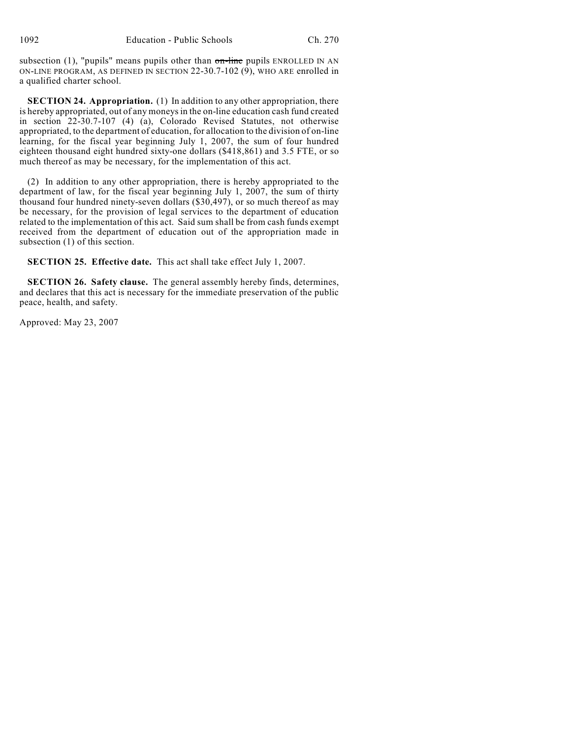subsection (1), "pupils" means pupils other than ~~on-line~~ pupils ENROLLED IN AN ON-LINE PROGRAM, AS DEFINED IN SECTION 22-30.7-102 (9), WHO ARE enrolled in a qualified charter school.

**SECTION 24. Appropriation.** (1) In addition to any other appropriation, there is hereby appropriated, out of any moneys in the on-line education cash fund created in section 22-30.7-107 (4) (a), Colorado Revised Statutes, not otherwise appropriated, to the department of education, for allocation to the division of on-line learning, for the fiscal year beginning July 1, 2007, the sum of four hundred eighteen thousand eight hundred sixty-one dollars ($418,861) and 3.5 FTE, or so much thereof as may be necessary, for the implementation of this act.

(2) In addition to any other appropriation, there is hereby appropriated to the department of law, for the fiscal year beginning July 1, 2007, the sum of thirty thousand four hundred ninety-seven dollars ($30,497), or so much thereof as may be necessary, for the provision of legal services to the department of education related to the implementation of this act. Said sum shall be from cash funds exempt received from the department of education out of the appropriation made in subsection (1) of this section.

**SECTION 25. Effective date.** This act shall take effect July 1, 2007.

**SECTION 26. Safety clause.** The general assembly hereby finds, determines, and declares that this act is necessary for the immediate preservation of the public peace, health, and safety.

Approved: May 23, 2007